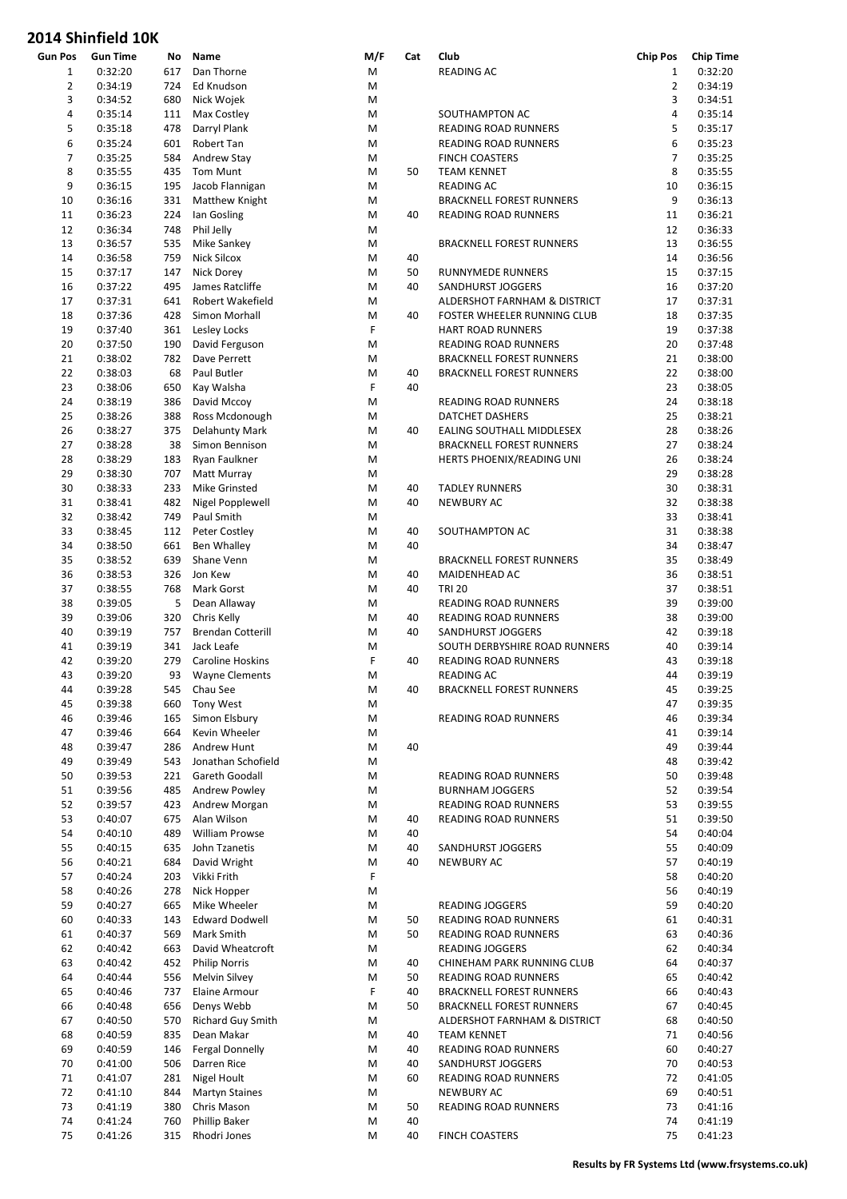# 2014 Shinfield 10K

| Gun Pos | Gun Time | No | Name | M/F | Cat | Club | Chip Pos | Chip Time |
|---|---|---|---|---|---|---|---|---|
| 1 | 0:32:20 | 617 | Dan Thorne | M | | READING AC | 1 | 0:32:20 |
| 2 | 0:34:19 | 724 | Ed Knudson | M | | | 2 | 0:34:19 |
| 3 | 0:34:52 | 680 | Nick Wojek | M | | | 3 | 0:34:51 |
| 4 | 0:35:14 | 111 | Max Costley | M | | SOUTHAMPTON AC | 4 | 0:35:14 |
| 5 | 0:35:18 | 478 | Darryl Plank | M | | READING ROAD RUNNERS | 5 | 0:35:17 |
| 6 | 0:35:24 | 601 | Robert Tan | M | | READING ROAD RUNNERS | 6 | 0:35:23 |
| 7 | 0:35:25 | 584 | Andrew Stay | M | | FINCH COASTERS | 7 | 0:35:25 |
| 8 | 0:35:55 | 435 | Tom Munt | M | 50 | TEAM KENNET | 8 | 0:35:55 |
| 9 | 0:36:15 | 195 | Jacob Flannigan | M | | READING AC | 10 | 0:36:15 |
| 10 | 0:36:16 | 331 | Matthew Knight | M | | BRACKNELL FOREST RUNNERS | 9 | 0:36:13 |
| 11 | 0:36:23 | 224 | Ian Gosling | M | 40 | READING ROAD RUNNERS | 11 | 0:36:21 |
| 12 | 0:36:34 | 748 | Phil Jelly | M | | | 12 | 0:36:33 |
| 13 | 0:36:57 | 535 | Mike Sankey | M | | BRACKNELL FOREST RUNNERS | 13 | 0:36:55 |
| 14 | 0:36:58 | 759 | Nick Silcox | M | 40 | | 14 | 0:36:56 |
| 15 | 0:37:17 | 147 | Nick Dorey | M | 50 | RUNNYMEDE RUNNERS | 15 | 0:37:15 |
| 16 | 0:37:22 | 495 | James Ratcliffe | M | 40 | SANDHURST JOGGERS | 16 | 0:37:20 |
| 17 | 0:37:31 | 641 | Robert Wakefield | M | | ALDERSHOT FARNHAM & DISTRICT | 17 | 0:37:31 |
| 18 | 0:37:36 | 428 | Simon Morhall | M | 40 | FOSTER WHEELER RUNNING CLUB | 18 | 0:37:35 |
| 19 | 0:37:40 | 361 | Lesley Locks | F | | HART ROAD RUNNERS | 19 | 0:37:38 |
| 20 | 0:37:50 | 190 | David Ferguson | M | | READING ROAD RUNNERS | 20 | 0:37:48 |
| 21 | 0:38:02 | 782 | Dave Perrett | M | | BRACKNELL FOREST RUNNERS | 21 | 0:38:00 |
| 22 | 0:38:03 | 68 | Paul Butler | M | 40 | BRACKNELL FOREST RUNNERS | 22 | 0:38:00 |
| 23 | 0:38:06 | 650 | Kay Walsha | F | 40 | | 23 | 0:38:05 |
| 24 | 0:38:19 | 386 | David Mccoy | M | | READING ROAD RUNNERS | 24 | 0:38:18 |
| 25 | 0:38:26 | 388 | Ross Mcdonough | M | | DATCHET DASHERS | 25 | 0:38:21 |
| 26 | 0:38:27 | 375 | Delahunty Mark | M | 40 | EALING SOUTHALL MIDDLESEX | 28 | 0:38:26 |
| 27 | 0:38:28 | 38 | Simon Bennison | M | | BRACKNELL FOREST RUNNERS | 27 | 0:38:24 |
| 28 | 0:38:29 | 183 | Ryan Faulkner | M | | HERTS PHOENIX/READING UNI | 26 | 0:38:24 |
| 29 | 0:38:30 | 707 | Matt Murray | M | | | 29 | 0:38:28 |
| 30 | 0:38:33 | 233 | Mike Grinsted | M | 40 | TADLEY RUNNERS | 30 | 0:38:31 |
| 31 | 0:38:41 | 482 | Nigel Popplewell | M | 40 | NEWBURY AC | 32 | 0:38:38 |
| 32 | 0:38:42 | 749 | Paul Smith | M | | | 33 | 0:38:41 |
| 33 | 0:38:45 | 112 | Peter Costley | M | 40 | SOUTHAMPTON AC | 31 | 0:38:38 |
| 34 | 0:38:50 | 661 | Ben Whalley | M | 40 | | 34 | 0:38:47 |
| 35 | 0:38:52 | 639 | Shane Venn | M | | BRACKNELL FOREST RUNNERS | 35 | 0:38:49 |
| 36 | 0:38:53 | 326 | Jon Kew | M | 40 | MAIDENHEAD AC | 36 | 0:38:51 |
| 37 | 0:38:55 | 768 | Mark Gorst | M | 40 | TRI 20 | 37 | 0:38:51 |
| 38 | 0:39:05 | 5 | Dean Allaway | M | | READING ROAD RUNNERS | 39 | 0:39:00 |
| 39 | 0:39:06 | 320 | Chris Kelly | M | 40 | READING ROAD RUNNERS | 38 | 0:39:00 |
| 40 | 0:39:19 | 757 | Brendan Cotterill | M | 40 | SANDHURST JOGGERS | 42 | 0:39:18 |
| 41 | 0:39:19 | 341 | Jack Leafe | M | | SOUTH DERBYSHIRE ROAD RUNNERS | 40 | 0:39:14 |
| 42 | 0:39:20 | 279 | Caroline Hoskins | F | 40 | READING ROAD RUNNERS | 43 | 0:39:18 |
| 43 | 0:39:20 | 93 | Wayne Clements | M | | READING AC | 44 | 0:39:19 |
| 44 | 0:39:28 | 545 | Chau See | M | 40 | BRACKNELL FOREST RUNNERS | 45 | 0:39:25 |
| 45 | 0:39:38 | 660 | Tony West | M | | | 47 | 0:39:35 |
| 46 | 0:39:46 | 165 | Simon Elsbury | M | | READING ROAD RUNNERS | 46 | 0:39:34 |
| 47 | 0:39:46 | 664 | Kevin Wheeler | M | | | 41 | 0:39:14 |
| 48 | 0:39:47 | 286 | Andrew Hunt | M | 40 | | 49 | 0:39:44 |
| 49 | 0:39:49 | 543 | Jonathan Schofield | M | | | 48 | 0:39:42 |
| 50 | 0:39:53 | 221 | Gareth Goodall | M | | READING ROAD RUNNERS | 50 | 0:39:48 |
| 51 | 0:39:56 | 485 | Andrew Powley | M | | BURNHAM JOGGERS | 52 | 0:39:54 |
| 52 | 0:39:57 | 423 | Andrew Morgan | M | | READING ROAD RUNNERS | 53 | 0:39:55 |
| 53 | 0:40:07 | 675 | Alan Wilson | M | 40 | READING ROAD RUNNERS | 51 | 0:39:50 |
| 54 | 0:40:10 | 489 | William Prowse | M | 40 | | 54 | 0:40:04 |
| 55 | 0:40:15 | 635 | John Tzanetis | M | 40 | SANDHURST JOGGERS | 55 | 0:40:09 |
| 56 | 0:40:21 | 684 | David Wright | M | 40 | NEWBURY AC | 57 | 0:40:19 |
| 57 | 0:40:24 | 203 | Vikki Frith | F | | | 58 | 0:40:20 |
| 58 | 0:40:26 | 278 | Nick Hopper | M | | | 56 | 0:40:19 |
| 59 | 0:40:27 | 665 | Mike Wheeler | M | | READING JOGGERS | 59 | 0:40:20 |
| 60 | 0:40:33 | 143 | Edward Dodwell | M | 50 | READING ROAD RUNNERS | 61 | 0:40:31 |
| 61 | 0:40:37 | 569 | Mark Smith | M | 50 | READING ROAD RUNNERS | 63 | 0:40:36 |
| 62 | 0:40:42 | 663 | David Wheatcroft | M | | READING JOGGERS | 62 | 0:40:34 |
| 63 | 0:40:42 | 452 | Philip Norris | M | 40 | CHINEHAM PARK RUNNING CLUB | 64 | 0:40:37 |
| 64 | 0:40:44 | 556 | Melvin Silvey | M | 50 | READING ROAD RUNNERS | 65 | 0:40:42 |
| 65 | 0:40:46 | 737 | Elaine Armour | F | 40 | BRACKNELL FOREST RUNNERS | 66 | 0:40:43 |
| 66 | 0:40:48 | 656 | Denys Webb | M | 50 | BRACKNELL FOREST RUNNERS | 67 | 0:40:45 |
| 67 | 0:40:50 | 570 | Richard Guy Smith | M | | ALDERSHOT FARNHAM & DISTRICT | 68 | 0:40:50 |
| 68 | 0:40:59 | 835 | Dean Makar | M | 40 | TEAM KENNET | 71 | 0:40:56 |
| 69 | 0:40:59 | 146 | Fergal Donnelly | M | 40 | READING ROAD RUNNERS | 60 | 0:40:27 |
| 70 | 0:41:00 | 506 | Darren Rice | M | 40 | SANDHURST JOGGERS | 70 | 0:40:53 |
| 71 | 0:41:07 | 281 | Nigel Hoult | M | 60 | READING ROAD RUNNERS | 72 | 0:41:05 |
| 72 | 0:41:10 | 844 | Martyn Staines | M | | NEWBURY AC | 69 | 0:40:51 |
| 73 | 0:41:19 | 380 | Chris Mason | M | 50 | READING ROAD RUNNERS | 73 | 0:41:16 |
| 74 | 0:41:24 | 760 | Phillip Baker | M | 40 | | 74 | 0:41:19 |
| 75 | 0:41:26 | 315 | Rhodri Jones | M | 40 | FINCH COASTERS | 75 | 0:41:23 |

**Results by FR Systems Ltd (www.frsystems.co.uk)**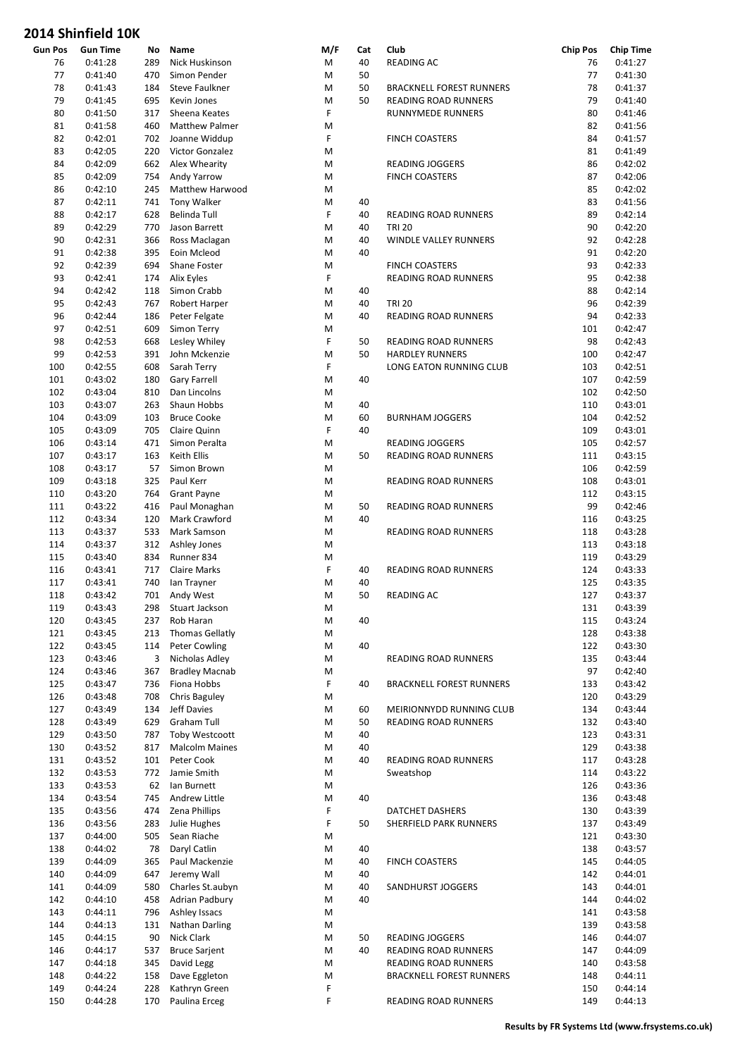# 2014 Shinfield 10K

| Gun Pos | Gun Time | No | Name | M/F | Cat | Club | Chip Pos | Chip Time |
|---|---|---|---|---|---|---|---|---|
| 76 | 0:41:28 | 289 | Nick Huskinson | M | 40 | READING AC | 76 | 0:41:27 |
| 77 | 0:41:40 | 470 | Simon Pender | M | 50 | | 77 | 0:41:30 |
| 78 | 0:41:43 | 184 | Steve Faulkner | M | 50 | BRACKNELL FOREST RUNNERS | 78 | 0:41:37 |
| 79 | 0:41:45 | 695 | Kevin Jones | M | 50 | READING ROAD RUNNERS | 79 | 0:41:40 |
| 80 | 0:41:50 | 317 | Sheena Keates | F | | RUNNYMEDE RUNNERS | 80 | 0:41:46 |
| 81 | 0:41:58 | 460 | Matthew Palmer | M | | | 82 | 0:41:56 |
| 82 | 0:42:01 | 702 | Joanne Widdup | F | | FINCH COASTERS | 84 | 0:41:57 |
| 83 | 0:42:05 | 220 | Victor Gonzalez | M | | | 81 | 0:41:49 |
| 84 | 0:42:09 | 662 | Alex Whearity | M | | READING JOGGERS | 86 | 0:42:02 |
| 85 | 0:42:09 | 754 | Andy Yarrow | M | | FINCH COASTERS | 87 | 0:42:06 |
| 86 | 0:42:10 | 245 | Matthew Harwood | M | | | 85 | 0:42:02 |
| 87 | 0:42:11 | 741 | Tony Walker | M | 40 | | 83 | 0:41:56 |
| 88 | 0:42:17 | 628 | Belinda Tull | F | 40 | READING ROAD RUNNERS | 89 | 0:42:14 |
| 89 | 0:42:29 | 770 | Jason Barrett | M | 40 | TRI 20 | 90 | 0:42:20 |
| 90 | 0:42:31 | 366 | Ross Maclagan | M | 40 | WINDLE VALLEY RUNNERS | 92 | 0:42:28 |
| 91 | 0:42:38 | 395 | Eoin Mcleod | M | 40 | | 91 | 0:42:20 |
| 92 | 0:42:39 | 694 | Shane Foster | M | | FINCH COASTERS | 93 | 0:42:33 |
| 93 | 0:42:41 | 174 | Alix Eyles | F | | READING ROAD RUNNERS | 95 | 0:42:38 |
| 94 | 0:42:42 | 118 | Simon Crabb | M | 40 | | 88 | 0:42:14 |
| 95 | 0:42:43 | 767 | Robert Harper | M | 40 | TRI 20 | 96 | 0:42:39 |
| 96 | 0:42:44 | 186 | Peter Felgate | M | 40 | READING ROAD RUNNERS | 94 | 0:42:33 |
| 97 | 0:42:51 | 609 | Simon Terry | M | | | 101 | 0:42:47 |
| 98 | 0:42:53 | 668 | Lesley Whiley | F | 50 | READING ROAD RUNNERS | 98 | 0:42:43 |
| 99 | 0:42:53 | 391 | John Mckenzie | M | 50 | HARDLEY RUNNERS | 100 | 0:42:47 |
| 100 | 0:42:55 | 608 | Sarah Terry | F | | LONG EATON RUNNING CLUB | 103 | 0:42:51 |
| 101 | 0:43:02 | 180 | Gary Farrell | M | 40 | | 107 | 0:42:59 |
| 102 | 0:43:04 | 810 | Dan Lincolns | M | | | 102 | 0:42:50 |
| 103 | 0:43:07 | 263 | Shaun Hobbs | M | 40 | | 110 | 0:43:01 |
| 104 | 0:43:09 | 103 | Bruce Cooke | M | 60 | BURNHAM JOGGERS | 104 | 0:42:52 |
| 105 | 0:43:09 | 705 | Claire Quinn | F | 40 | | 109 | 0:43:01 |
| 106 | 0:43:14 | 471 | Simon Peralta | M | | READING JOGGERS | 105 | 0:42:57 |
| 107 | 0:43:17 | 163 | Keith Ellis | M | 50 | READING ROAD RUNNERS | 111 | 0:43:15 |
| 108 | 0:43:17 | 57 | Simon Brown | M | | | 106 | 0:42:59 |
| 109 | 0:43:18 | 325 | Paul Kerr | M | | READING ROAD RUNNERS | 108 | 0:43:01 |
| 110 | 0:43:20 | 764 | Grant Payne | M | | | 112 | 0:43:15 |
| 111 | 0:43:22 | 416 | Paul Monaghan | M | 50 | READING ROAD RUNNERS | 99 | 0:42:46 |
| 112 | 0:43:34 | 120 | Mark Crawford | M | 40 | | 116 | 0:43:25 |
| 113 | 0:43:37 | 533 | Mark Samson | M | | READING ROAD RUNNERS | 118 | 0:43:28 |
| 114 | 0:43:37 | 312 | Ashley Jones | M | | | 113 | 0:43:18 |
| 115 | 0:43:40 | 834 | Runner 834 | M | | | 119 | 0:43:29 |
| 116 | 0:43:41 | 717 | Claire Marks | F | 40 | READING ROAD RUNNERS | 124 | 0:43:33 |
| 117 | 0:43:41 | 740 | Ian Trayner | M | 40 | | 125 | 0:43:35 |
| 118 | 0:43:42 | 701 | Andy West | M | 50 | READING AC | 127 | 0:43:37 |
| 119 | 0:43:43 | 298 | Stuart Jackson | M | | | 131 | 0:43:39 |
| 120 | 0:43:45 | 237 | Rob Haran | M | 40 | | 115 | 0:43:24 |
| 121 | 0:43:45 | 213 | Thomas Gellatly | M | | | 128 | 0:43:38 |
| 122 | 0:43:45 | 114 | Peter Cowling | M | 40 | | 122 | 0:43:30 |
| 123 | 0:43:46 | 3 | Nicholas Adley | M | | READING ROAD RUNNERS | 135 | 0:43:44 |
| 124 | 0:43:46 | 367 | Bradley Macnab | M | | | 97 | 0:42:40 |
| 125 | 0:43:47 | 736 | Fiona Hobbs | F | 40 | BRACKNELL FOREST RUNNERS | 133 | 0:43:42 |
| 126 | 0:43:48 | 708 | Chris Baguley | M | | | 120 | 0:43:29 |
| 127 | 0:43:49 | 134 | Jeff Davies | M | 60 | MEIRIONNYDD RUNNING CLUB | 134 | 0:43:44 |
| 128 | 0:43:49 | 629 | Graham Tull | M | 50 | READING ROAD RUNNERS | 132 | 0:43:40 |
| 129 | 0:43:50 | 787 | Toby Westcoott | M | 40 | | 123 | 0:43:31 |
| 130 | 0:43:52 | 817 | Malcolm Maines | M | 40 | | 129 | 0:43:38 |
| 131 | 0:43:52 | 101 | Peter Cook | M | 40 | READING ROAD RUNNERS | 117 | 0:43:28 |
| 132 | 0:43:53 | 772 | Jamie Smith | M | | Sweatshop | 114 | 0:43:22 |
| 133 | 0:43:53 | 62 | Ian Burnett | M | | | 126 | 0:43:36 |
| 134 | 0:43:54 | 745 | Andrew Little | M | 40 | | 136 | 0:43:48 |
| 135 | 0:43:56 | 474 | Zena Phillips | F | | DATCHET DASHERS | 130 | 0:43:39 |
| 136 | 0:43:56 | 283 | Julie Hughes | F | 50 | SHERFIELD PARK RUNNERS | 137 | 0:43:49 |
| 137 | 0:44:00 | 505 | Sean Riache | M | | | 121 | 0:43:30 |
| 138 | 0:44:02 | 78 | Daryl Catlin | M | 40 | | 138 | 0:43:57 |
| 139 | 0:44:09 | 365 | Paul Mackenzie | M | 40 | FINCH COASTERS | 145 | 0:44:05 |
| 140 | 0:44:09 | 647 | Jeremy Wall | M | 40 | | 142 | 0:44:01 |
| 141 | 0:44:09 | 580 | Charles St.aubyn | M | 40 | SANDHURST JOGGERS | 143 | 0:44:01 |
| 142 | 0:44:10 | 458 | Adrian Padbury | M | 40 | | 144 | 0:44:02 |
| 143 | 0:44:11 | 796 | Ashley Issacs | M | | | 141 | 0:43:58 |
| 144 | 0:44:13 | 131 | Nathan Darling | M | | | 139 | 0:43:58 |
| 145 | 0:44:15 | 90 | Nick Clark | M | 50 | READING JOGGERS | 146 | 0:44:07 |
| 146 | 0:44:17 | 537 | Bruce Sarjent | M | 40 | READING ROAD RUNNERS | 147 | 0:44:09 |
| 147 | 0:44:18 | 345 | David Legg | M | | READING ROAD RUNNERS | 140 | 0:43:58 |
| 148 | 0:44:22 | 158 | Dave Eggleton | M | | BRACKNELL FOREST RUNNERS | 148 | 0:44:11 |
| 149 | 0:44:24 | 228 | Kathryn Green | F | | | 150 | 0:44:14 |
| 150 | 0:44:28 | 170 | Paulina Erceg | F | | READING ROAD RUNNERS | 149 | 0:44:13 |

**Results by FR Systems Ltd (www.frsystems.co.uk)**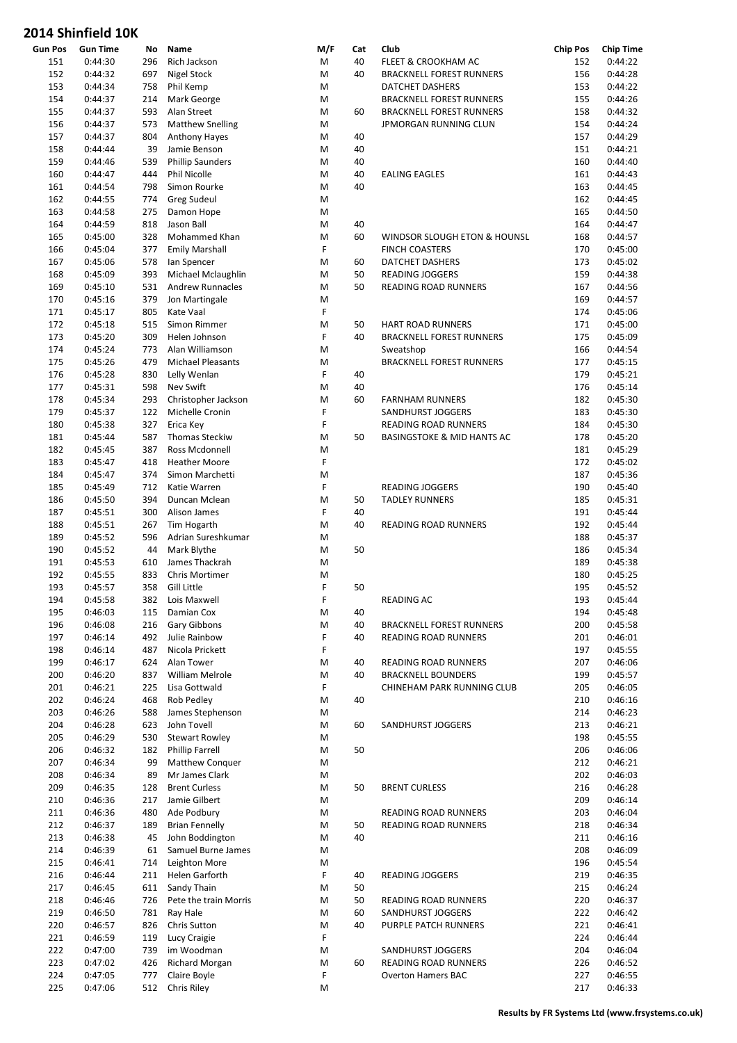# 2014 Shinfield 10K

| Gun Pos | Gun Time | No | Name | M/F | Cat | Club | Chip Pos | Chip Time |
|---|---|---|---|---|---|---|---|---|
| 151 | 0:44:30 | 296 | Rich Jackson | M | 40 | FLEET & CROOKHAM AC | 152 | 0:44:22 |
| 152 | 0:44:32 | 697 | Nigel Stock | M | 40 | BRACKNELL FOREST RUNNERS | 156 | 0:44:28 |
| 153 | 0:44:34 | 758 | Phil Kemp | M | | DATCHET DASHERS | 153 | 0:44:22 |
| 154 | 0:44:37 | 214 | Mark George | M | | BRACKNELL FOREST RUNNERS | 155 | 0:44:26 |
| 155 | 0:44:37 | 593 | Alan Street | M | 60 | BRACKNELL FOREST RUNNERS | 158 | 0:44:32 |
| 156 | 0:44:37 | 573 | Matthew Snelling | M | | JPMORGAN RUNNING CLUN | 154 | 0:44:24 |
| 157 | 0:44:37 | 804 | Anthony Hayes | M | 40 | | 157 | 0:44:29 |
| 158 | 0:44:44 | 39 | Jamie Benson | M | 40 | | 151 | 0:44:21 |
| 159 | 0:44:46 | 539 | Phillip Saunders | M | 40 | | 160 | 0:44:40 |
| 160 | 0:44:47 | 444 | Phil Nicolle | M | 40 | EALING EAGLES | 161 | 0:44:43 |
| 161 | 0:44:54 | 798 | Simon Rourke | M | 40 | | 163 | 0:44:45 |
| 162 | 0:44:55 | 774 | Greg Sudeul | M | | | 162 | 0:44:45 |
| 163 | 0:44:58 | 275 | Damon Hope | M | | | 165 | 0:44:50 |
| 164 | 0:44:59 | 818 | Jason Ball | M | 40 | | 164 | 0:44:47 |
| 165 | 0:45:00 | 328 | Mohammed Khan | M | 60 | WINDSOR SLOUGH ETON & HOUNSL | 168 | 0:44:57 |
| 166 | 0:45:04 | 377 | Emily Marshall | F | | FINCH COASTERS | 170 | 0:45:00 |
| 167 | 0:45:06 | 578 | Ian Spencer | M | 60 | DATCHET DASHERS | 173 | 0:45:02 |
| 168 | 0:45:09 | 393 | Michael Mclaughlin | M | 50 | READING JOGGERS | 159 | 0:44:38 |
| 169 | 0:45:10 | 531 | Andrew Runnacles | M | 50 | READING ROAD RUNNERS | 167 | 0:44:56 |
| 170 | 0:45:16 | 379 | Jon Martingale | M | | | 169 | 0:44:57 |
| 171 | 0:45:17 | 805 | Kate Vaal | F | | | 174 | 0:45:06 |
| 172 | 0:45:18 | 515 | Simon Rimmer | M | 50 | HART ROAD RUNNERS | 171 | 0:45:00 |
| 173 | 0:45:20 | 309 | Helen Johnson | F | 40 | BRACKNELL FOREST RUNNERS | 175 | 0:45:09 |
| 174 | 0:45:24 | 773 | Alan Williamson | M | | Sweatshop | 166 | 0:44:54 |
| 175 | 0:45:26 | 479 | Michael Pleasants | M | | BRACKNELL FOREST RUNNERS | 177 | 0:45:15 |
| 176 | 0:45:28 | 830 | Lelly Wenlan | F | 40 | | 179 | 0:45:21 |
| 177 | 0:45:31 | 598 | Nev Swift | M | 40 | | 176 | 0:45:14 |
| 178 | 0:45:34 | 293 | Christopher Jackson | M | 60 | FARNHAM RUNNERS | 182 | 0:45:30 |
| 179 | 0:45:37 | 122 | Michelle Cronin | F | | SANDHURST JOGGERS | 183 | 0:45:30 |
| 180 | 0:45:38 | 327 | Erica Key | F | | READING ROAD RUNNERS | 184 | 0:45:30 |
| 181 | 0:45:44 | 587 | Thomas Steckiw | M | 50 | BASINGSTOKE & MID HANTS AC | 178 | 0:45:20 |
| 182 | 0:45:45 | 387 | Ross Mcdonnell | M | | | 181 | 0:45:29 |
| 183 | 0:45:47 | 418 | Heather Moore | F | | | 172 | 0:45:02 |
| 184 | 0:45:47 | 374 | Simon Marchetti | M | | | 187 | 0:45:36 |
| 185 | 0:45:49 | 712 | Katie Warren | F | | READING JOGGERS | 190 | 0:45:40 |
| 186 | 0:45:50 | 394 | Duncan Mclean | M | 50 | TADLEY RUNNERS | 185 | 0:45:31 |
| 187 | 0:45:51 | 300 | Alison James | F | 40 | | 191 | 0:45:44 |
| 188 | 0:45:51 | 267 | Tim Hogarth | M | 40 | READING ROAD RUNNERS | 192 | 0:45:44 |
| 189 | 0:45:52 | 596 | Adrian Sureshkumar | M | | | 188 | 0:45:37 |
| 190 | 0:45:52 | 44 | Mark Blythe | M | 50 | | 186 | 0:45:34 |
| 191 | 0:45:53 | 610 | James Thackrah | M | | | 189 | 0:45:38 |
| 192 | 0:45:55 | 833 | Chris Mortimer | M | | | 180 | 0:45:25 |
| 193 | 0:45:57 | 358 | Gill Little | F | 50 | | 195 | 0:45:52 |
| 194 | 0:45:58 | 382 | Lois Maxwell | F | | READING AC | 193 | 0:45:44 |
| 195 | 0:46:03 | 115 | Damian Cox | M | 40 | | 194 | 0:45:48 |
| 196 | 0:46:08 | 216 | Gary Gibbons | M | 40 | BRACKNELL FOREST RUNNERS | 200 | 0:45:58 |
| 197 | 0:46:14 | 492 | Julie Rainbow | F | 40 | READING ROAD RUNNERS | 201 | 0:46:01 |
| 198 | 0:46:14 | 487 | Nicola Prickett | F | | | 197 | 0:45:55 |
| 199 | 0:46:17 | 624 | Alan Tower | M | 40 | READING ROAD RUNNERS | 207 | 0:46:06 |
| 200 | 0:46:20 | 837 | William Melrole | M | 40 | BRACKNELL BOUNDERS | 199 | 0:45:57 |
| 201 | 0:46:21 | 225 | Lisa Gottwald | F | | CHINEHAM PARK RUNNING CLUB | 205 | 0:46:05 |
| 202 | 0:46:24 | 468 | Rob Pedley | M | 40 | | 210 | 0:46:16 |
| 203 | 0:46:26 | 588 | James Stephenson | M | | | 214 | 0:46:23 |
| 204 | 0:46:28 | 623 | John Tovell | M | 60 | SANDHURST JOGGERS | 213 | 0:46:21 |
| 205 | 0:46:29 | 530 | Stewart Rowley | M | | | 198 | 0:45:55 |
| 206 | 0:46:32 | 182 | Phillip Farrell | M | 50 | | 206 | 0:46:06 |
| 207 | 0:46:34 | 99 | Matthew Conquer | M | | | 212 | 0:46:21 |
| 208 | 0:46:34 | 89 | Mr James Clark | M | | | 202 | 0:46:03 |
| 209 | 0:46:35 | 128 | Brent Curless | M | 50 | BRENT CURLESS | 216 | 0:46:28 |
| 210 | 0:46:36 | 217 | Jamie Gilbert | M | | | 209 | 0:46:14 |
| 211 | 0:46:36 | 480 | Ade Podbury | M | | READING ROAD RUNNERS | 203 | 0:46:04 |
| 212 | 0:46:37 | 189 | Brian Fennelly | M | 50 | READING ROAD RUNNERS | 218 | 0:46:34 |
| 213 | 0:46:38 | 45 | John Boddington | M | 40 | | 211 | 0:46:16 |
| 214 | 0:46:39 | 61 | Samuel Burne James | M | | | 208 | 0:46:09 |
| 215 | 0:46:41 | 714 | Leighton More | M | | | 196 | 0:45:54 |
| 216 | 0:46:44 | 211 | Helen Garforth | F | 40 | READING JOGGERS | 219 | 0:46:35 |
| 217 | 0:46:45 | 611 | Sandy Thain | M | 50 | | 215 | 0:46:24 |
| 218 | 0:46:46 | 726 | Pete the train Morris | M | 50 | READING ROAD RUNNERS | 220 | 0:46:37 |
| 219 | 0:46:50 | 781 | Ray Hale | M | 60 | SANDHURST JOGGERS | 222 | 0:46:42 |
| 220 | 0:46:57 | 826 | Chris Sutton | M | 40 | PURPLE PATCH RUNNERS | 221 | 0:46:41 |
| 221 | 0:46:59 | 119 | Lucy Craigie | F | | | 224 | 0:46:44 |
| 222 | 0:47:00 | 739 | im Woodman | M | | SANDHURST JOGGERS | 204 | 0:46:04 |
| 223 | 0:47:02 | 426 | Richard Morgan | M | 60 | READING ROAD RUNNERS | 226 | 0:46:52 |
| 224 | 0:47:05 | 777 | Claire Boyle | F | | Overton Hamers BAC | 227 | 0:46:55 |
| 225 | 0:47:06 | 512 | Chris Riley | M | | | 217 | 0:46:33 |

Results by FR Systems Ltd (www.frsystems.co.uk)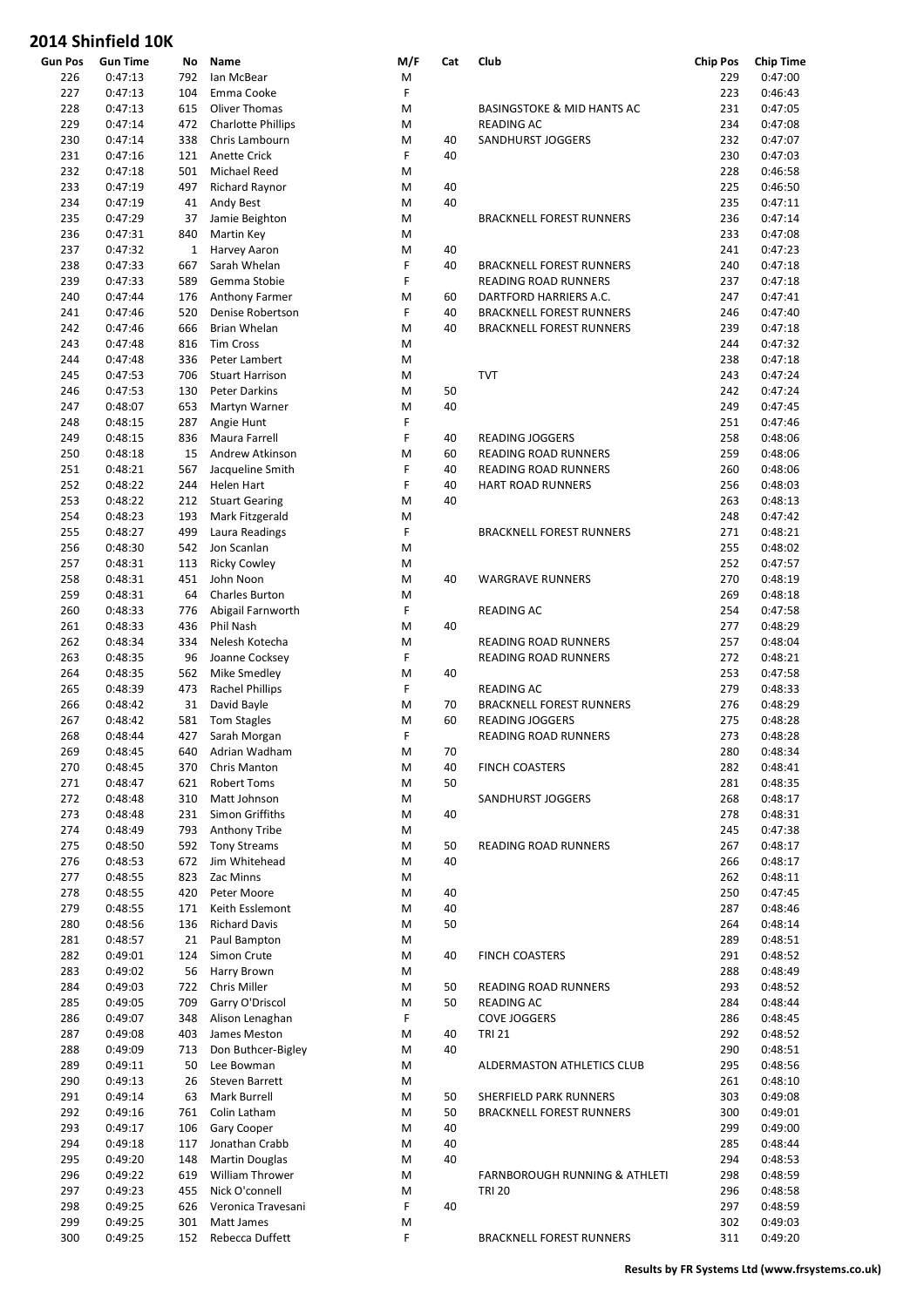# 2014 Shinfield 10K

| Gun Pos | Gun Time | No | Name | M/F | Cat | Club | Chip Pos | Chip Time |
|---|---|---|---|---|---|---|---|---|
| 226 | 0:47:13 | 792 | Ian McBear | M | | | 229 | 0:47:00 |
| 227 | 0:47:13 | 104 | Emma Cooke | F | | | 223 | 0:46:43 |
| 228 | 0:47:13 | 615 | Oliver Thomas | M | | BASINGSTOKE & MID HANTS AC | 231 | 0:47:05 |
| 229 | 0:47:14 | 472 | Charlotte Phillips | M | | READING AC | 234 | 0:47:08 |
| 230 | 0:47:14 | 338 | Chris Lambourn | M | 40 | SANDHURST JOGGERS | 232 | 0:47:07 |
| 231 | 0:47:16 | 121 | Anette Crick | F | 40 | | 230 | 0:47:03 |
| 232 | 0:47:18 | 501 | Michael Reed | M | | | 228 | 0:46:58 |
| 233 | 0:47:19 | 497 | Richard Raynor | M | 40 | | 225 | 0:46:50 |
| 234 | 0:47:19 | 41 | Andy Best | M | 40 | | 235 | 0:47:11 |
| 235 | 0:47:29 | 37 | Jamie Beighton | M | | BRACKNELL FOREST RUNNERS | 236 | 0:47:14 |
| 236 | 0:47:31 | 840 | Martin Key | M | | | 233 | 0:47:08 |
| 237 | 0:47:32 | 1 | Harvey Aaron | M | 40 | | 241 | 0:47:23 |
| 238 | 0:47:33 | 667 | Sarah Whelan | F | 40 | BRACKNELL FOREST RUNNERS | 240 | 0:47:18 |
| 239 | 0:47:33 | 589 | Gemma Stobie | F | | READING ROAD RUNNERS | 237 | 0:47:18 |
| 240 | 0:47:44 | 176 | Anthony Farmer | M | 60 | DARTFORD HARRIERS A.C. | 247 | 0:47:41 |
| 241 | 0:47:46 | 520 | Denise Robertson | F | 40 | BRACKNELL FOREST RUNNERS | 246 | 0:47:40 |
| 242 | 0:47:46 | 666 | Brian Whelan | M | 40 | BRACKNELL FOREST RUNNERS | 239 | 0:47:18 |
| 243 | 0:47:48 | 816 | Tim Cross | M | | | 244 | 0:47:32 |
| 244 | 0:47:48 | 336 | Peter Lambert | M | | | 238 | 0:47:18 |
| 245 | 0:47:53 | 706 | Stuart Harrison | M | | TVT | 243 | 0:47:24 |
| 246 | 0:47:53 | 130 | Peter Darkins | M | 50 | | 242 | 0:47:24 |
| 247 | 0:48:07 | 653 | Martyn Warner | M | 40 | | 249 | 0:47:45 |
| 248 | 0:48:15 | 287 | Angie Hunt | F | | | 251 | 0:47:46 |
| 249 | 0:48:15 | 836 | Maura Farrell | F | 40 | READING JOGGERS | 258 | 0:48:06 |
| 250 | 0:48:18 | 15 | Andrew Atkinson | M | 60 | READING ROAD RUNNERS | 259 | 0:48:06 |
| 251 | 0:48:21 | 567 | Jacqueline Smith | F | 40 | READING ROAD RUNNERS | 260 | 0:48:06 |
| 252 | 0:48:22 | 244 | Helen Hart | F | 40 | HART ROAD RUNNERS | 256 | 0:48:03 |
| 253 | 0:48:22 | 212 | Stuart Gearing | M | 40 | | 263 | 0:48:13 |
| 254 | 0:48:23 | 193 | Mark Fitzgerald | M | | | 248 | 0:47:42 |
| 255 | 0:48:27 | 499 | Laura Readings | F | | BRACKNELL FOREST RUNNERS | 271 | 0:48:21 |
| 256 | 0:48:30 | 542 | Jon Scanlan | M | | | 255 | 0:48:02 |
| 257 | 0:48:31 | 113 | Ricky Cowley | M | | | 252 | 0:47:57 |
| 258 | 0:48:31 | 451 | John Noon | M | 40 | WARGRAVE RUNNERS | 270 | 0:48:19 |
| 259 | 0:48:31 | 64 | Charles Burton | M | | | 269 | 0:48:18 |
| 260 | 0:48:33 | 776 | Abigail Farnworth | F | | READING AC | 254 | 0:47:58 |
| 261 | 0:48:33 | 436 | Phil Nash | M | 40 | | 277 | 0:48:29 |
| 262 | 0:48:34 | 334 | Nelesh Kotecha | M | | READING ROAD RUNNERS | 257 | 0:48:04 |
| 263 | 0:48:35 | 96 | Joanne Cocksey | F | | READING ROAD RUNNERS | 272 | 0:48:21 |
| 264 | 0:48:35 | 562 | Mike Smedley | M | 40 | | 253 | 0:47:58 |
| 265 | 0:48:39 | 473 | Rachel Phillips | F | | READING AC | 279 | 0:48:33 |
| 266 | 0:48:42 | 31 | David Bayle | M | 70 | BRACKNELL FOREST RUNNERS | 276 | 0:48:29 |
| 267 | 0:48:42 | 581 | Tom Stagles | M | 60 | READING JOGGERS | 275 | 0:48:28 |
| 268 | 0:48:44 | 427 | Sarah Morgan | F | | READING ROAD RUNNERS | 273 | 0:48:28 |
| 269 | 0:48:45 | 640 | Adrian Wadham | M | 70 | | 280 | 0:48:34 |
| 270 | 0:48:45 | 370 | Chris Manton | M | 40 | FINCH COASTERS | 282 | 0:48:41 |
| 271 | 0:48:47 | 621 | Robert Toms | M | 50 | | 281 | 0:48:35 |
| 272 | 0:48:48 | 310 | Matt Johnson | M | | SANDHURST JOGGERS | 268 | 0:48:17 |
| 273 | 0:48:48 | 231 | Simon Griffiths | M | 40 | | 278 | 0:48:31 |
| 274 | 0:48:49 | 793 | Anthony Tribe | M | | | 245 | 0:47:38 |
| 275 | 0:48:50 | 592 | Tony Streams | M | 50 | READING ROAD RUNNERS | 267 | 0:48:17 |
| 276 | 0:48:53 | 672 | Jim Whitehead | M | 40 | | 266 | 0:48:17 |
| 277 | 0:48:55 | 823 | Zac Minns | M | | | 262 | 0:48:11 |
| 278 | 0:48:55 | 420 | Peter Moore | M | 40 | | 250 | 0:47:45 |
| 279 | 0:48:55 | 171 | Keith Esslemont | M | 40 | | 287 | 0:48:46 |
| 280 | 0:48:56 | 136 | Richard Davis | M | 50 | | 264 | 0:48:14 |
| 281 | 0:48:57 | 21 | Paul Bampton | M | | | 289 | 0:48:51 |
| 282 | 0:49:01 | 124 | Simon Crute | M | 40 | FINCH COASTERS | 291 | 0:48:52 |
| 283 | 0:49:02 | 56 | Harry Brown | M | | | 288 | 0:48:49 |
| 284 | 0:49:03 | 722 | Chris Miller | M | 50 | READING ROAD RUNNERS | 293 | 0:48:52 |
| 285 | 0:49:05 | 709 | Garry O'Driscol | M | 50 | READING AC | 284 | 0:48:44 |
| 286 | 0:49:07 | 348 | Alison Lenaghan | F | | COVE JOGGERS | 286 | 0:48:45 |
| 287 | 0:49:08 | 403 | James Meston | M | 40 | TRI 21 | 292 | 0:48:52 |
| 288 | 0:49:09 | 713 | Don Buthcer-Bigley | M | 40 | | 290 | 0:48:51 |
| 289 | 0:49:11 | 50 | Lee Bowman | M | | ALDERMASTON ATHLETICS CLUB | 295 | 0:48:56 |
| 290 | 0:49:13 | 26 | Steven Barrett | M | | | 261 | 0:48:10 |
| 291 | 0:49:14 | 63 | Mark Burrell | M | 50 | SHERFIELD PARK RUNNERS | 303 | 0:49:08 |
| 292 | 0:49:16 | 761 | Colin Latham | M | 50 | BRACKNELL FOREST RUNNERS | 300 | 0:49:01 |
| 293 | 0:49:17 | 106 | Gary Cooper | M | 40 | | 299 | 0:49:00 |
| 294 | 0:49:18 | 117 | Jonathan Crabb | M | 40 | | 285 | 0:48:44 |
| 295 | 0:49:20 | 148 | Martin Douglas | M | 40 | | 294 | 0:48:53 |
| 296 | 0:49:22 | 619 | William Thrower | M | | FARNBOROUGH RUNNING & ATHLETI | 298 | 0:48:59 |
| 297 | 0:49:23 | 455 | Nick O'connell | M | | TRI 20 | 296 | 0:48:58 |
| 298 | 0:49:25 | 626 | Veronica Travesani | F | 40 | | 297 | 0:48:59 |
| 299 | 0:49:25 | 301 | Matt James | M | | | 302 | 0:49:03 |
| 300 | 0:49:25 | 152 | Rebecca Duffett | F | | BRACKNELL FOREST RUNNERS | 311 | 0:49:20 |

**Results by FR Systems Ltd (www.frsystems.co.uk)**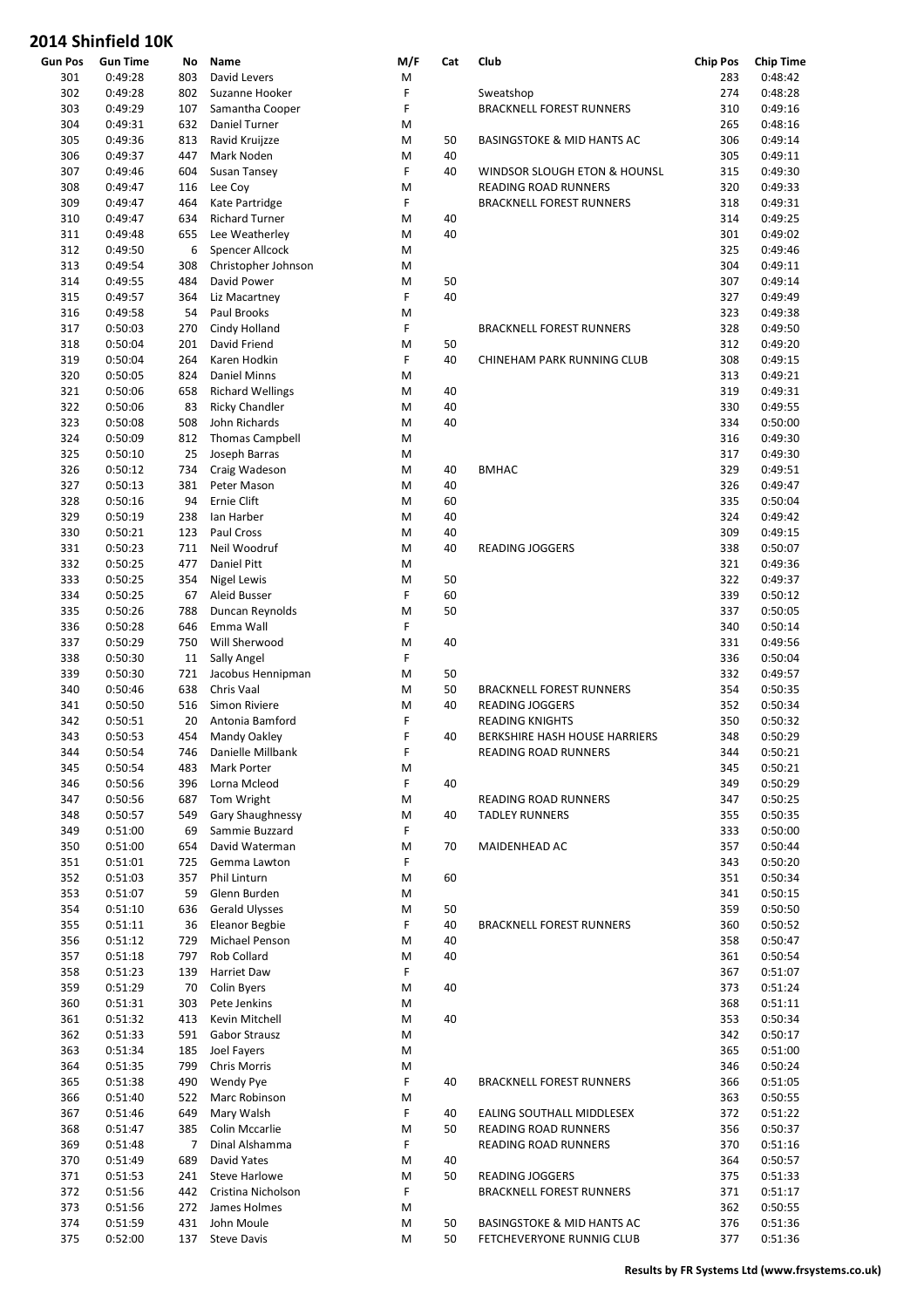# 2014 Shinfield 10K

| Gun Pos | Gun Time | No | Name | M/F | Cat | Club | Chip Pos | Chip Time |
|---|---|---|---|---|---|---|---|---|
| 301 | 0:49:28 | 803 | David Levers | M | | | 283 | 0:48:42 |
| 302 | 0:49:28 | 802 | Suzanne Hooker | F | | Sweatshop | 274 | 0:48:28 |
| 303 | 0:49:29 | 107 | Samantha Cooper | F | | BRACKNELL FOREST RUNNERS | 310 | 0:49:16 |
| 304 | 0:49:31 | 632 | Daniel Turner | M | | | 265 | 0:48:16 |
| 305 | 0:49:36 | 813 | Ravid Kruijzze | M | 50 | BASINGSTOKE & MID HANTS AC | 306 | 0:49:14 |
| 306 | 0:49:37 | 447 | Mark Noden | M | 40 | | 305 | 0:49:11 |
| 307 | 0:49:46 | 604 | Susan Tansey | F | 40 | WINDSOR SLOUGH ETON & HOUNSL | 315 | 0:49:30 |
| 308 | 0:49:47 | 116 | Lee Coy | M | | READING ROAD RUNNERS | 320 | 0:49:33 |
| 309 | 0:49:47 | 464 | Kate Partridge | F | | BRACKNELL FOREST RUNNERS | 318 | 0:49:31 |
| 310 | 0:49:47 | 634 | Richard Turner | M | 40 | | 314 | 0:49:25 |
| 311 | 0:49:48 | 655 | Lee Weatherley | M | 40 | | 301 | 0:49:02 |
| 312 | 0:49:50 | 6 | Spencer Allcock | M | | | 325 | 0:49:46 |
| 313 | 0:49:54 | 308 | Christopher Johnson | M | | | 304 | 0:49:11 |
| 314 | 0:49:55 | 484 | David Power | M | 50 | | 307 | 0:49:14 |
| 315 | 0:49:57 | 364 | Liz Macartney | F | 40 | | 327 | 0:49:49 |
| 316 | 0:49:58 | 54 | Paul Brooks | M | | | 323 | 0:49:38 |
| 317 | 0:50:03 | 270 | Cindy Holland | F | | BRACKNELL FOREST RUNNERS | 328 | 0:49:50 |
| 318 | 0:50:04 | 201 | David Friend | M | 50 | | 312 | 0:49:20 |
| 319 | 0:50:04 | 264 | Karen Hodkin | F | 40 | CHINEHAM PARK RUNNING CLUB | 308 | 0:49:15 |
| 320 | 0:50:05 | 824 | Daniel Minns | M | | | 313 | 0:49:21 |
| 321 | 0:50:06 | 658 | Richard Wellings | M | 40 | | 319 | 0:49:31 |
| 322 | 0:50:06 | 83 | Ricky Chandler | M | 40 | | 330 | 0:49:55 |
| 323 | 0:50:08 | 508 | John Richards | M | 40 | | 334 | 0:50:00 |
| 324 | 0:50:09 | 812 | Thomas Campbell | M | | | 316 | 0:49:30 |
| 325 | 0:50:10 | 25 | Joseph Barras | M | | | 317 | 0:49:30 |
| 326 | 0:50:12 | 734 | Craig Wadeson | M | 40 | BMHAC | 329 | 0:49:51 |
| 327 | 0:50:13 | 381 | Peter Mason | M | 40 | | 326 | 0:49:47 |
| 328 | 0:50:16 | 94 | Ernie Clift | M | 60 | | 335 | 0:50:04 |
| 329 | 0:50:19 | 238 | Ian Harber | M | 40 | | 324 | 0:49:42 |
| 330 | 0:50:21 | 123 | Paul Cross | M | 40 | | 309 | 0:49:15 |
| 331 | 0:50:23 | 711 | Neil Woodruf | M | 40 | READING JOGGERS | 338 | 0:50:07 |
| 332 | 0:50:25 | 477 | Daniel Pitt | M | | | 321 | 0:49:36 |
| 333 | 0:50:25 | 354 | Nigel Lewis | M | 50 | | 322 | 0:49:37 |
| 334 | 0:50:25 | 67 | Aleid Busser | F | 60 | | 339 | 0:50:12 |
| 335 | 0:50:26 | 788 | Duncan Reynolds | M | 50 | | 337 | 0:50:05 |
| 336 | 0:50:28 | 646 | Emma Wall | F | | | 340 | 0:50:14 |
| 337 | 0:50:29 | 750 | Will Sherwood | M | 40 | | 331 | 0:49:56 |
| 338 | 0:50:30 | 11 | Sally Angel | F | | | 336 | 0:50:04 |
| 339 | 0:50:30 | 721 | Jacobus Hennipman | M | 50 | | 332 | 0:49:57 |
| 340 | 0:50:46 | 638 | Chris Vaal | M | 50 | BRACKNELL FOREST RUNNERS | 354 | 0:50:35 |
| 341 | 0:50:50 | 516 | Simon Riviere | M | 40 | READING JOGGERS | 352 | 0:50:34 |
| 342 | 0:50:51 | 20 | Antonia Bamford | F | | READING KNIGHTS | 350 | 0:50:32 |
| 343 | 0:50:53 | 454 | Mandy Oakley | F | 40 | BERKSHIRE HASH HOUSE HARRIERS | 348 | 0:50:29 |
| 344 | 0:50:54 | 746 | Danielle Millbank | F | | READING ROAD RUNNERS | 344 | 0:50:21 |
| 345 | 0:50:54 | 483 | Mark Porter | M | | | 345 | 0:50:21 |
| 346 | 0:50:56 | 396 | Lorna Mcleod | F | 40 | | 349 | 0:50:29 |
| 347 | 0:50:56 | 687 | Tom Wright | M | | READING ROAD RUNNERS | 347 | 0:50:25 |
| 348 | 0:50:57 | 549 | Gary Shaughnessy | M | 40 | TADLEY RUNNERS | 355 | 0:50:35 |
| 349 | 0:51:00 | 69 | Sammie Buzzard | F | | | 333 | 0:50:00 |
| 350 | 0:51:00 | 654 | David Waterman | M | 70 | MAIDENHEAD AC | 357 | 0:50:44 |
| 351 | 0:51:01 | 725 | Gemma Lawton | F | | | 343 | 0:50:20 |
| 352 | 0:51:03 | 357 | Phil Linturn | M | 60 | | 351 | 0:50:34 |
| 353 | 0:51:07 | 59 | Glenn Burden | M | | | 341 | 0:50:15 |
| 354 | 0:51:10 | 636 | Gerald Ulysses | M | 50 | | 359 | 0:50:50 |
| 355 | 0:51:11 | 36 | Eleanor Begbie | F | 40 | BRACKNELL FOREST RUNNERS | 360 | 0:50:52 |
| 356 | 0:51:12 | 729 | Michael Penson | M | 40 | | 358 | 0:50:47 |
| 357 | 0:51:18 | 797 | Rob Collard | M | 40 | | 361 | 0:50:54 |
| 358 | 0:51:23 | 139 | Harriet Daw | F | | | 367 | 0:51:07 |
| 359 | 0:51:29 | 70 | Colin Byers | M | 40 | | 373 | 0:51:24 |
| 360 | 0:51:31 | 303 | Pete Jenkins | M | | | 368 | 0:51:11 |
| 361 | 0:51:32 | 413 | Kevin Mitchell | M | 40 | | 353 | 0:50:34 |
| 362 | 0:51:33 | 591 | Gabor Strausz | M | | | 342 | 0:50:17 |
| 363 | 0:51:34 | 185 | Joel Fayers | M | | | 365 | 0:51:00 |
| 364 | 0:51:35 | 799 | Chris Morris | M | | | 346 | 0:50:24 |
| 365 | 0:51:38 | 490 | Wendy Pye | F | 40 | BRACKNELL FOREST RUNNERS | 366 | 0:51:05 |
| 366 | 0:51:40 | 522 | Marc Robinson | M | | | 363 | 0:50:55 |
| 367 | 0:51:46 | 649 | Mary Walsh | F | 40 | EALING SOUTHALL MIDDLESEX | 372 | 0:51:22 |
| 368 | 0:51:47 | 385 | Colin Mccarlie | M | 50 | READING ROAD RUNNERS | 356 | 0:50:37 |
| 369 | 0:51:48 | 7 | Dinal Alshamma | F | | READING ROAD RUNNERS | 370 | 0:51:16 |
| 370 | 0:51:49 | 689 | David Yates | M | 40 | | 364 | 0:50:57 |
| 371 | 0:51:53 | 241 | Steve Harlowe | M | 50 | READING JOGGERS | 375 | 0:51:33 |
| 372 | 0:51:56 | 442 | Cristina Nicholson | F | | BRACKNELL FOREST RUNNERS | 371 | 0:51:17 |
| 373 | 0:51:56 | 272 | James Holmes | M | | | 362 | 0:50:55 |
| 374 | 0:51:59 | 431 | John Moule | M | 50 | BASINGSTOKE & MID HANTS AC | 376 | 0:51:36 |
| 375 | 0:52:00 | 137 | Steve Davis | M | 50 | FETCHEVERYONE RUNNIG CLUB | 377 | 0:51:36 |

**Results by FR Systems Ltd (www.frsystems.co.uk)**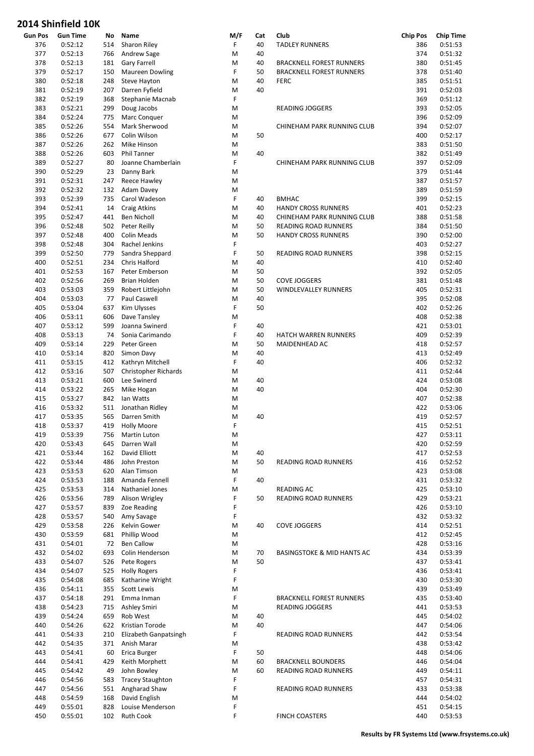# 2014 Shinfield 10K

| Gun Pos | Gun Time | No | Name | M/F | Cat | Club | Chip Pos | Chip Time |
|---|---|---|---|---|---|---|---|---|
| 376 | 0:52:12 | 514 | Sharon Riley | F | 40 | TADLEY RUNNERS | 386 | 0:51:53 |
| 377 | 0:52:13 | 766 | Andrew Sage | M | 40 | | 374 | 0:51:32 |
| 378 | 0:52:13 | 181 | Gary Farrell | M | 40 | BRACKNELL FOREST RUNNERS | 380 | 0:51:45 |
| 379 | 0:52:17 | 150 | Maureen Dowling | F | 50 | BRACKNELL FOREST RUNNERS | 378 | 0:51:40 |
| 380 | 0:52:18 | 248 | Steve Hayton | M | 40 | FERC | 385 | 0:51:51 |
| 381 | 0:52:19 | 207 | Darren Fyfield | M | 40 | | 391 | 0:52:03 |
| 382 | 0:52:19 | 368 | Stephanie Macnab | F | | | 369 | 0:51:12 |
| 383 | 0:52:21 | 299 | Doug Jacobs | M | | READING JOGGERS | 393 | 0:52:05 |
| 384 | 0:52:24 | 775 | Marc Conquer | M | | | 396 | 0:52:09 |
| 385 | 0:52:26 | 554 | Mark Sherwood | M | | CHINEHAM PARK RUNNING CLUB | 394 | 0:52:07 |
| 386 | 0:52:26 | 677 | Colin Wilson | M | 50 | | 400 | 0:52:17 |
| 387 | 0:52:26 | 262 | Mike Hinson | M | | | 383 | 0:51:50 |
| 388 | 0:52:26 | 603 | Phil Tanner | M | 40 | | 382 | 0:51:49 |
| 389 | 0:52:27 | 80 | Joanne Chamberlain | F | | CHINEHAM PARK RUNNING CLUB | 397 | 0:52:09 |
| 390 | 0:52:29 | 23 | Danny Bark | M | | | 379 | 0:51:44 |
| 391 | 0:52:31 | 247 | Reece Hawley | M | | | 387 | 0:51:57 |
| 392 | 0:52:32 | 132 | Adam Davey | M | | | 389 | 0:51:59 |
| 393 | 0:52:39 | 735 | Carol Wadeson | F | 40 | BMHAC | 399 | 0:52:15 |
| 394 | 0:52:41 | 14 | Craig Atkins | M | 40 | HANDY CROSS RUNNERS | 401 | 0:52:23 |
| 395 | 0:52:47 | 441 | Ben Nicholl | M | 40 | CHINEHAM PARK RUNNING CLUB | 388 | 0:51:58 |
| 396 | 0:52:48 | 502 | Peter Reilly | M | 50 | READING ROAD RUNNERS | 384 | 0:51:50 |
| 397 | 0:52:48 | 400 | Colin Meads | M | 50 | HANDY CROSS RUNNERS | 390 | 0:52:00 |
| 398 | 0:52:48 | 304 | Rachel Jenkins | F | | | 403 | 0:52:27 |
| 399 | 0:52:50 | 779 | Sandra Sheppard | F | 50 | READING ROAD RUNNERS | 398 | 0:52:15 |
| 400 | 0:52:51 | 234 | Chris Halford | M | 40 | | 410 | 0:52:40 |
| 401 | 0:52:53 | 167 | Peter Emberson | M | 50 | | 392 | 0:52:05 |
| 402 | 0:52:56 | 269 | Brian Holden | M | 50 | COVE JOGGERS | 381 | 0:51:48 |
| 403 | 0:53:03 | 359 | Robert Littlejohn | M | 50 | WINDLEVALLEY RUNNERS | 405 | 0:52:31 |
| 404 | 0:53:03 | 77 | Paul Caswell | M | 40 | | 395 | 0:52:08 |
| 405 | 0:53:04 | 637 | Kim Ulysses | F | 50 | | 402 | 0:52:26 |
| 406 | 0:53:11 | 606 | Dave Tansley | M | | | 408 | 0:52:38 |
| 407 | 0:53:12 | 599 | Joanna Swinerd | F | 40 | | 421 | 0:53:01 |
| 408 | 0:53:13 | 74 | Sonia Carimando | F | 40 | HATCH WARREN RUNNERS | 409 | 0:52:39 |
| 409 | 0:53:14 | 229 | Peter Green | M | 50 | MAIDENHEAD AC | 418 | 0:52:57 |
| 410 | 0:53:14 | 820 | Simon Davy | M | 40 | | 413 | 0:52:49 |
| 411 | 0:53:15 | 412 | Kathryn Mitchell | F | 40 | | 406 | 0:52:32 |
| 412 | 0:53:16 | 507 | Christopher Richards | M | | | 411 | 0:52:44 |
| 413 | 0:53:21 | 600 | Lee Swinerd | M | 40 | | 424 | 0:53:08 |
| 414 | 0:53:22 | 265 | Mike Hogan | M | 40 | | 404 | 0:52:30 |
| 415 | 0:53:27 | 842 | Ian Watts | M | | | 407 | 0:52:38 |
| 416 | 0:53:32 | 511 | Jonathan Ridley | M | | | 422 | 0:53:06 |
| 417 | 0:53:35 | 565 | Darren Smith | M | 40 | | 419 | 0:52:57 |
| 418 | 0:53:37 | 419 | Holly Moore | F | | | 415 | 0:52:51 |
| 419 | 0:53:39 | 756 | Martin Luton | M | | | 427 | 0:53:11 |
| 420 | 0:53:43 | 645 | Darren Wall | M | | | 420 | 0:52:59 |
| 421 | 0:53:44 | 162 | David Elliott | M | 40 | | 417 | 0:52:53 |
| 422 | 0:53:44 | 486 | John Preston | M | 50 | READING ROAD RUNNERS | 416 | 0:52:52 |
| 423 | 0:53:53 | 620 | Alan Timson | M | | | 423 | 0:53:08 |
| 424 | 0:53:53 | 188 | Amanda Fennell | F | 40 | | 431 | 0:53:32 |
| 425 | 0:53:53 | 314 | Nathaniel Jones | M | | READING AC | 425 | 0:53:10 |
| 426 | 0:53:56 | 789 | Alison Wrigley | F | 50 | READING ROAD RUNNERS | 429 | 0:53:21 |
| 427 | 0:53:57 | 839 | Zoe Reading | F | | | 426 | 0:53:10 |
| 428 | 0:53:57 | 540 | Amy Savage | F | | | 432 | 0:53:32 |
| 429 | 0:53:58 | 226 | Kelvin Gower | M | 40 | COVE JOGGERS | 414 | 0:52:51 |
| 430 | 0:53:59 | 681 | Phillip Wood | M | | | 412 | 0:52:45 |
| 431 | 0:54:01 | 72 | Ben Callow | M | | | 428 | 0:53:16 |
| 432 | 0:54:02 | 693 | Colin Henderson | M | 70 | BASINGSTOKE & MID HANTS AC | 434 | 0:53:39 |
| 433 | 0:54:07 | 526 | Pete Rogers | M | 50 | | 437 | 0:53:41 |
| 434 | 0:54:07 | 525 | Holly Rogers | F | | | 436 | 0:53:41 |
| 435 | 0:54:08 | 685 | Katharine Wright | F | | | 430 | 0:53:30 |
| 436 | 0:54:11 | 355 | Scott Lewis | M | | | 439 | 0:53:49 |
| 437 | 0:54:18 | 291 | Emma Inman | F | | BRACKNELL FOREST RUNNERS | 435 | 0:53:40 |
| 438 | 0:54:23 | 715 | Ashley Smiri | M | | READING JOGGERS | 441 | 0:53:53 |
| 439 | 0:54:24 | 659 | Rob West | M | 40 | | 445 | 0:54:02 |
| 440 | 0:54:26 | 622 | Kristian Torode | M | 40 | | 447 | 0:54:06 |
| 441 | 0:54:33 | 210 | Elizabeth Ganpatsingh | F | | READING ROAD RUNNERS | 442 | 0:53:54 |
| 442 | 0:54:35 | 371 | Anish Marar | M | | | 438 | 0:53:42 |
| 443 | 0:54:41 | 60 | Erica Burger | F | 50 | | 448 | 0:54:06 |
| 444 | 0:54:41 | 429 | Keith Morphett | M | 60 | BRACKNELL BOUNDERS | 446 | 0:54:04 |
| 445 | 0:54:42 | 49 | John Bowley | M | 60 | READING ROAD RUNNERS | 449 | 0:54:11 |
| 446 | 0:54:56 | 583 | Tracey Staughton | F | | | 457 | 0:54:31 |
| 447 | 0:54:56 | 551 | Angharad Shaw | F | | READING ROAD RUNNERS | 433 | 0:53:38 |
| 448 | 0:54:59 | 168 | David English | M | | | 444 | 0:54:02 |
| 449 | 0:55:01 | 828 | Louise Menderson | F | | | 451 | 0:54:15 |
| 450 | 0:55:01 | 102 | Ruth Cook | F | | FINCH COASTERS | 440 | 0:53:53 |

**Results by FR Systems Ltd (www.frsystems.co.uk)**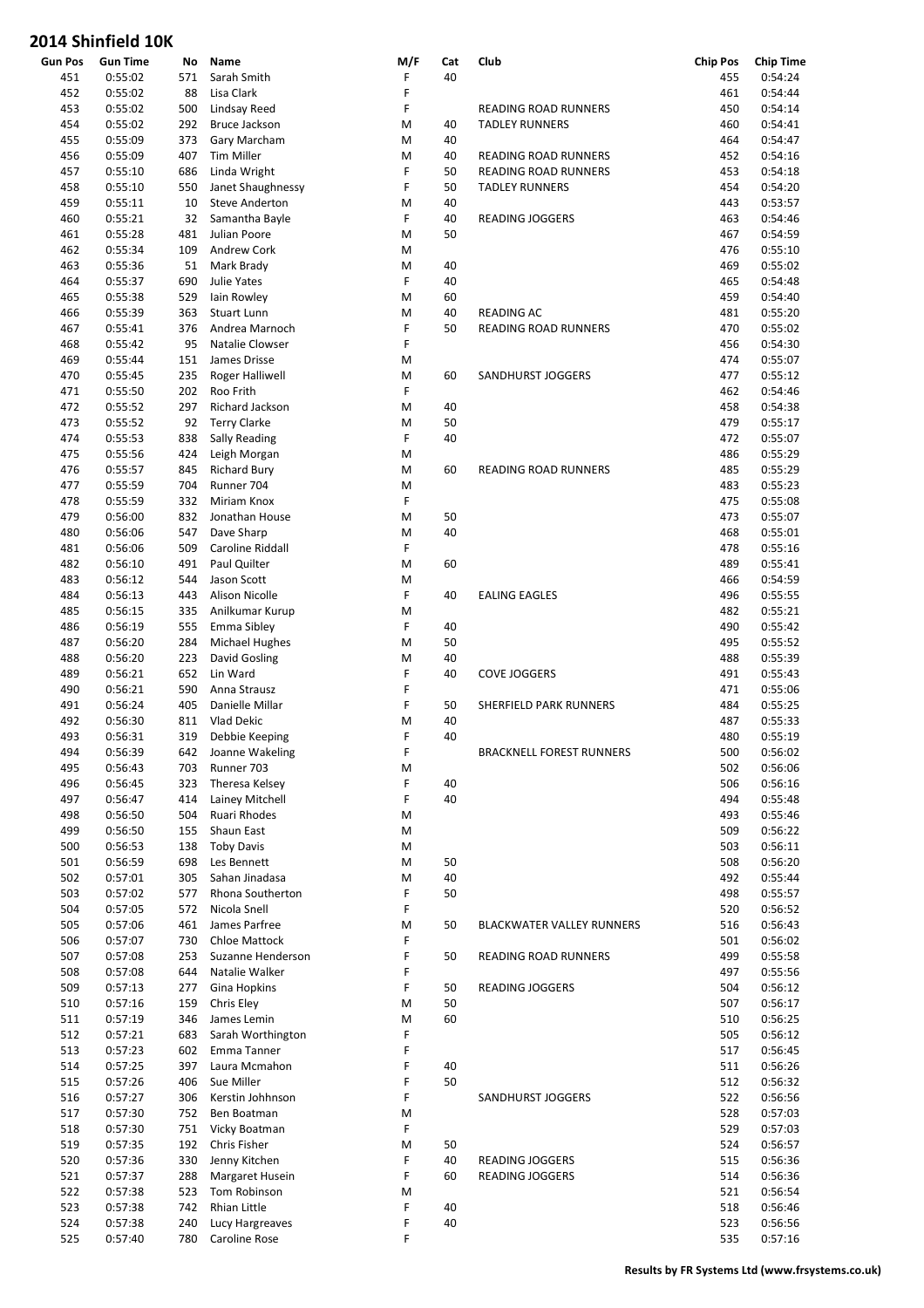## 2014 Shinfield 10K

| Gun Pos | Gun Time | No | Name | M/F | Cat | Club | Chip Pos | Chip Time |
|---|---|---|---|---|---|---|---|---|
| 451 | 0:55:02 | 571 | Sarah Smith | F | 40 | | 455 | 0:54:24 |
| 452 | 0:55:02 | 88 | Lisa Clark | F | | | 461 | 0:54:44 |
| 453 | 0:55:02 | 500 | Lindsay Reed | F | | READING ROAD RUNNERS | 450 | 0:54:14 |
| 454 | 0:55:02 | 292 | Bruce Jackson | M | 40 | TADLEY RUNNERS | 460 | 0:54:41 |
| 455 | 0:55:09 | 373 | Gary Marcham | M | 40 | | 464 | 0:54:47 |
| 456 | 0:55:09 | 407 | Tim Miller | M | 40 | READING ROAD RUNNERS | 452 | 0:54:16 |
| 457 | 0:55:10 | 686 | Linda Wright | F | 50 | READING ROAD RUNNERS | 453 | 0:54:18 |
| 458 | 0:55:10 | 550 | Janet Shaughnessy | F | 50 | TADLEY RUNNERS | 454 | 0:54:20 |
| 459 | 0:55:11 | 10 | Steve Anderton | M | 40 | | 443 | 0:53:57 |
| 460 | 0:55:21 | 32 | Samantha Bayle | F | 40 | READING JOGGERS | 463 | 0:54:46 |
| 461 | 0:55:28 | 481 | Julian Poore | M | 50 | | 467 | 0:54:59 |
| 462 | 0:55:34 | 109 | Andrew Cork | M | | | 476 | 0:55:10 |
| 463 | 0:55:36 | 51 | Mark Brady | M | 40 | | 469 | 0:55:02 |
| 464 | 0:55:37 | 690 | Julie Yates | F | 40 | | 465 | 0:54:48 |
| 465 | 0:55:38 | 529 | Iain Rowley | M | 60 | | 459 | 0:54:40 |
| 466 | 0:55:39 | 363 | Stuart Lunn | M | 40 | READING AC | 481 | 0:55:20 |
| 467 | 0:55:41 | 376 | Andrea Marnoch | F | 50 | READING ROAD RUNNERS | 470 | 0:55:02 |
| 468 | 0:55:42 | 95 | Natalie Clowser | F | | | 456 | 0:54:30 |
| 469 | 0:55:44 | 151 | James Drisse | M | | | 474 | 0:55:07 |
| 470 | 0:55:45 | 235 | Roger Halliwell | M | 60 | SANDHURST JOGGERS | 477 | 0:55:12 |
| 471 | 0:55:50 | 202 | Roo Frith | F | | | 462 | 0:54:46 |
| 472 | 0:55:52 | 297 | Richard Jackson | M | 40 | | 458 | 0:54:38 |
| 473 | 0:55:52 | 92 | Terry Clarke | M | 50 | | 479 | 0:55:17 |
| 474 | 0:55:53 | 838 | Sally Reading | F | 40 | | 472 | 0:55:07 |
| 475 | 0:55:56 | 424 | Leigh Morgan | M | | | 486 | 0:55:29 |
| 476 | 0:55:57 | 845 | Richard Bury | M | 60 | READING ROAD RUNNERS | 485 | 0:55:29 |
| 477 | 0:55:59 | 704 | Runner 704 | M | | | 483 | 0:55:23 |
| 478 | 0:55:59 | 332 | Miriam Knox | F | | | 475 | 0:55:08 |
| 479 | 0:56:00 | 832 | Jonathan House | M | 50 | | 473 | 0:55:07 |
| 480 | 0:56:06 | 547 | Dave Sharp | M | 40 | | 468 | 0:55:01 |
| 481 | 0:56:06 | 509 | Caroline Riddall | F | | | 478 | 0:55:16 |
| 482 | 0:56:10 | 491 | Paul Quilter | M | 60 | | 489 | 0:55:41 |
| 483 | 0:56:12 | 544 | Jason Scott | M | | | 466 | 0:54:59 |
| 484 | 0:56:13 | 443 | Alison Nicolle | F | 40 | EALING EAGLES | 496 | 0:55:55 |
| 485 | 0:56:15 | 335 | Anilkumar Kurup | M | | | 482 | 0:55:21 |
| 486 | 0:56:19 | 555 | Emma Sibley | F | 40 | | 490 | 0:55:42 |
| 487 | 0:56:20 | 284 | Michael Hughes | M | 50 | | 495 | 0:55:52 |
| 488 | 0:56:20 | 223 | David Gosling | M | 40 | | 488 | 0:55:39 |
| 489 | 0:56:21 | 652 | Lin Ward | F | 40 | COVE JOGGERS | 491 | 0:55:43 |
| 490 | 0:56:21 | 590 | Anna Strausz | F | | | 471 | 0:55:06 |
| 491 | 0:56:24 | 405 | Danielle Millar | F | 50 | SHERFIELD PARK RUNNERS | 484 | 0:55:25 |
| 492 | 0:56:30 | 811 | Vlad Dekic | M | 40 | | 487 | 0:55:33 |
| 493 | 0:56:31 | 319 | Debbie Keeping | F | 40 | | 480 | 0:55:19 |
| 494 | 0:56:39 | 642 | Joanne Wakeling | F | | BRACKNELL FOREST RUNNERS | 500 | 0:56:02 |
| 495 | 0:56:43 | 703 | Runner 703 | M | | | 502 | 0:56:06 |
| 496 | 0:56:45 | 323 | Theresa Kelsey | F | 40 | | 506 | 0:56:16 |
| 497 | 0:56:47 | 414 | Lainey Mitchell | F | 40 | | 494 | 0:55:48 |
| 498 | 0:56:50 | 504 | Ruari Rhodes | M | | | 493 | 0:55:46 |
| 499 | 0:56:50 | 155 | Shaun East | M | | | 509 | 0:56:22 |
| 500 | 0:56:53 | 138 | Toby Davis | M | | | 503 | 0:56:11 |
| 501 | 0:56:59 | 698 | Les Bennett | M | 50 | | 508 | 0:56:20 |
| 502 | 0:57:01 | 305 | Sahan Jinadasa | M | 40 | | 492 | 0:55:44 |
| 503 | 0:57:02 | 577 | Rhona Southerton | F | 50 | | 498 | 0:55:57 |
| 504 | 0:57:05 | 572 | Nicola Snell | F | | | 520 | 0:56:52 |
| 505 | 0:57:06 | 461 | James Parfree | M | 50 | BLACKWATER VALLEY RUNNERS | 516 | 0:56:43 |
| 506 | 0:57:07 | 730 | Chloe Mattock | F | | | 501 | 0:56:02 |
| 507 | 0:57:08 | 253 | Suzanne Henderson | F | 50 | READING ROAD RUNNERS | 499 | 0:55:58 |
| 508 | 0:57:08 | 644 | Natalie Walker | F | | | 497 | 0:55:56 |
| 509 | 0:57:13 | 277 | Gina Hopkins | F | 50 | READING JOGGERS | 504 | 0:56:12 |
| 510 | 0:57:16 | 159 | Chris Eley | M | 50 | | 507 | 0:56:17 |
| 511 | 0:57:19 | 346 | James Lemin | M | 60 | | 510 | 0:56:25 |
| 512 | 0:57:21 | 683 | Sarah Worthington | F | | | 505 | 0:56:12 |
| 513 | 0:57:23 | 602 | Emma Tanner | F | | | 517 | 0:56:45 |
| 514 | 0:57:25 | 397 | Laura Mcmahon | F | 40 | | 511 | 0:56:26 |
| 515 | 0:57:26 | 406 | Sue Miller | F | 50 | | 512 | 0:56:32 |
| 516 | 0:57:27 | 306 | Kerstin Johhnson | F | | SANDHURST JOGGERS | 522 | 0:56:56 |
| 517 | 0:57:30 | 752 | Ben Boatman | M | | | 528 | 0:57:03 |
| 518 | 0:57:30 | 751 | Vicky Boatman | F | | | 529 | 0:57:03 |
| 519 | 0:57:35 | 192 | Chris Fisher | M | 50 | | 524 | 0:56:57 |
| 520 | 0:57:36 | 330 | Jenny Kitchen | F | 40 | READING JOGGERS | 515 | 0:56:36 |
| 521 | 0:57:37 | 288 | Margaret Husein | F | 60 | READING JOGGERS | 514 | 0:56:36 |
| 522 | 0:57:38 | 523 | Tom Robinson | M | | | 521 | 0:56:54 |
| 523 | 0:57:38 | 742 | Rhian Little | F | 40 | | 518 | 0:56:46 |
| 524 | 0:57:38 | 240 | Lucy Hargreaves | F | 40 | | 523 | 0:56:56 |
| 525 | 0:57:40 | 780 | Caroline Rose | F | | | 535 | 0:57:16 |

**Results by FR Systems Ltd (www.frsystems.co.uk)**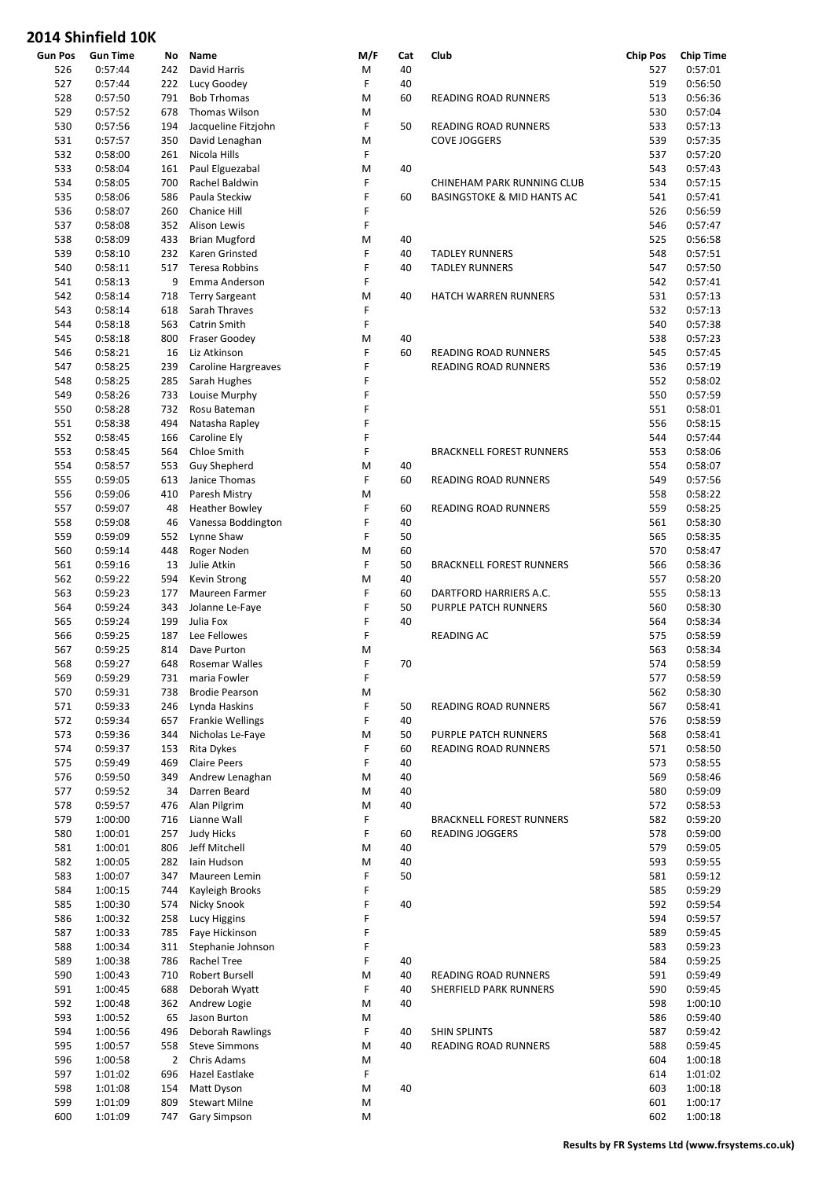# 2014 Shinfield 10K

| Gun Pos | Gun Time | No | Name | M/F | Cat | Club | Chip Pos | Chip Time |
|---|---|---|---|---|---|---|---|---|
| 526 | 0:57:44 | 242 | David Harris | M | 40 | | 527 | 0:57:01 |
| 527 | 0:57:44 | 222 | Lucy Goodey | F | 40 | | 519 | 0:56:50 |
| 528 | 0:57:50 | 791 | Bob Trhomas | M | 60 | READING ROAD RUNNERS | 513 | 0:56:36 |
| 529 | 0:57:52 | 678 | Thomas Wilson | M | | | 530 | 0:57:04 |
| 530 | 0:57:56 | 194 | Jacqueline Fitzjohn | F | 50 | READING ROAD RUNNERS | 533 | 0:57:13 |
| 531 | 0:57:57 | 350 | David Lenaghan | M | | COVE JOGGERS | 539 | 0:57:35 |
| 532 | 0:58:00 | 261 | Nicola Hills | F | | | 537 | 0:57:20 |
| 533 | 0:58:04 | 161 | Paul Elguezabal | M | 40 | | 543 | 0:57:43 |
| 534 | 0:58:05 | 700 | Rachel Baldwin | F | | CHINEHAM PARK RUNNING CLUB | 534 | 0:57:15 |
| 535 | 0:58:06 | 586 | Paula Steckiw | F | 60 | BASINGSTOKE & MID HANTS AC | 541 | 0:57:41 |
| 536 | 0:58:07 | 260 | Chanice Hill | F | | | 526 | 0:56:59 |
| 537 | 0:58:08 | 352 | Alison Lewis | F | | | 546 | 0:57:47 |
| 538 | 0:58:09 | 433 | Brian Mugford | M | 40 | | 525 | 0:56:58 |
| 539 | 0:58:10 | 232 | Karen Grinsted | F | 40 | TADLEY RUNNERS | 548 | 0:57:51 |
| 540 | 0:58:11 | 517 | Teresa Robbins | F | 40 | TADLEY RUNNERS | 547 | 0:57:50 |
| 541 | 0:58:13 | 9 | Emma Anderson | F | | | 542 | 0:57:41 |
| 542 | 0:58:14 | 718 | Terry Sargeant | M | 40 | HATCH WARREN RUNNERS | 531 | 0:57:13 |
| 543 | 0:58:14 | 618 | Sarah Thraves | F | | | 532 | 0:57:13 |
| 544 | 0:58:18 | 563 | Catrin Smith | F | | | 540 | 0:57:38 |
| 545 | 0:58:18 | 800 | Fraser Goodey | M | 40 | | 538 | 0:57:23 |
| 546 | 0:58:21 | 16 | Liz Atkinson | F | 60 | READING ROAD RUNNERS | 545 | 0:57:45 |
| 547 | 0:58:25 | 239 | Caroline Hargreaves | F | | READING ROAD RUNNERS | 536 | 0:57:19 |
| 548 | 0:58:25 | 285 | Sarah Hughes | F | | | 552 | 0:58:02 |
| 549 | 0:58:26 | 733 | Louise Murphy | F | | | 550 | 0:57:59 |
| 550 | 0:58:28 | 732 | Rosu Bateman | F | | | 551 | 0:58:01 |
| 551 | 0:58:38 | 494 | Natasha Rapley | F | | | 556 | 0:58:15 |
| 552 | 0:58:45 | 166 | Caroline Ely | F | | | 544 | 0:57:44 |
| 553 | 0:58:45 | 564 | Chloe Smith | F | | BRACKNELL FOREST RUNNERS | 553 | 0:58:06 |
| 554 | 0:58:57 | 553 | Guy Shepherd | M | 40 | | 554 | 0:58:07 |
| 555 | 0:59:05 | 613 | Janice Thomas | F | 60 | READING ROAD RUNNERS | 549 | 0:57:56 |
| 556 | 0:59:06 | 410 | Paresh Mistry | M | | | 558 | 0:58:22 |
| 557 | 0:59:07 | 48 | Heather Bowley | F | 60 | READING ROAD RUNNERS | 559 | 0:58:25 |
| 558 | 0:59:08 | 46 | Vanessa Boddington | F | 40 | | 561 | 0:58:30 |
| 559 | 0:59:09 | 552 | Lynne Shaw | F | 50 | | 565 | 0:58:35 |
| 560 | 0:59:14 | 448 | Roger Noden | M | 60 | | 570 | 0:58:47 |
| 561 | 0:59:16 | 13 | Julie Atkin | F | 50 | BRACKNELL FOREST RUNNERS | 566 | 0:58:36 |
| 562 | 0:59:22 | 594 | Kevin Strong | M | 40 | | 557 | 0:58:20 |
| 563 | 0:59:23 | 177 | Maureen Farmer | F | 60 | DARTFORD HARRIERS A.C. | 555 | 0:58:13 |
| 564 | 0:59:24 | 343 | Jolanne Le-Faye | F | 50 | PURPLE PATCH RUNNERS | 560 | 0:58:30 |
| 565 | 0:59:24 | 199 | Julia Fox | F | 40 | | 564 | 0:58:34 |
| 566 | 0:59:25 | 187 | Lee Fellowes | F | | READING AC | 575 | 0:58:59 |
| 567 | 0:59:25 | 814 | Dave Purton | M | | | 563 | 0:58:34 |
| 568 | 0:59:27 | 648 | Rosemar Walles | F | 70 | | 574 | 0:58:59 |
| 569 | 0:59:29 | 731 | maria Fowler | F | | | 577 | 0:58:59 |
| 570 | 0:59:31 | 738 | Brodie Pearson | M | | | 562 | 0:58:30 |
| 571 | 0:59:33 | 246 | Lynda Haskins | F | 50 | READING ROAD RUNNERS | 567 | 0:58:41 |
| 572 | 0:59:34 | 657 | Frankie Wellings | F | 40 | | 576 | 0:58:59 |
| 573 | 0:59:36 | 344 | Nicholas Le-Faye | M | 50 | PURPLE PATCH RUNNERS | 568 | 0:58:41 |
| 574 | 0:59:37 | 153 | Rita Dykes | F | 60 | READING ROAD RUNNERS | 571 | 0:58:50 |
| 575 | 0:59:49 | 469 | Claire Peers | F | 40 | | 573 | 0:58:55 |
| 576 | 0:59:50 | 349 | Andrew Lenaghan | M | 40 | | 569 | 0:58:46 |
| 577 | 0:59:52 | 34 | Darren Beard | M | 40 | | 580 | 0:59:09 |
| 578 | 0:59:57 | 476 | Alan Pilgrim | M | 40 | | 572 | 0:58:53 |
| 579 | 1:00:00 | 716 | Lianne Wall | F | | BRACKNELL FOREST RUNNERS | 582 | 0:59:20 |
| 580 | 1:00:01 | 257 | Judy Hicks | F | 60 | READING JOGGERS | 578 | 0:59:00 |
| 581 | 1:00:01 | 806 | Jeff Mitchell | M | 40 | | 579 | 0:59:05 |
| 582 | 1:00:05 | 282 | Iain Hudson | M | 40 | | 593 | 0:59:55 |
| 583 | 1:00:07 | 347 | Maureen Lemin | F | 50 | | 581 | 0:59:12 |
| 584 | 1:00:15 | 744 | Kayleigh Brooks | F | | | 585 | 0:59:29 |
| 585 | 1:00:30 | 574 | Nicky Snook | F | 40 | | 592 | 0:59:54 |
| 586 | 1:00:32 | 258 | Lucy Higgins | F | | | 594 | 0:59:57 |
| 587 | 1:00:33 | 785 | Faye Hickinson | F | | | 589 | 0:59:45 |
| 588 | 1:00:34 | 311 | Stephanie Johnson | F | | | 583 | 0:59:23 |
| 589 | 1:00:38 | 786 | Rachel Tree | F | 40 | | 584 | 0:59:25 |
| 590 | 1:00:43 | 710 | Robert Bursell | M | 40 | READING ROAD RUNNERS | 591 | 0:59:49 |
| 591 | 1:00:45 | 688 | Deborah Wyatt | F | 40 | SHERFIELD PARK RUNNERS | 590 | 0:59:45 |
| 592 | 1:00:48 | 362 | Andrew Logie | M | 40 | | 598 | 1:00:10 |
| 593 | 1:00:52 | 65 | Jason Burton | M | | | 586 | 0:59:40 |
| 594 | 1:00:56 | 496 | Deborah Rawlings | F | 40 | SHIN SPLINTS | 587 | 0:59:42 |
| 595 | 1:00:57 | 558 | Steve Simmons | M | 40 | READING ROAD RUNNERS | 588 | 0:59:45 |
| 596 | 1:00:58 | 2 | Chris Adams | M | | | 604 | 1:00:18 |
| 597 | 1:01:02 | 696 | Hazel Eastlake | F | | | 614 | 1:01:02 |
| 598 | 1:01:08 | 154 | Matt Dyson | M | 40 | | 603 | 1:00:18 |
| 599 | 1:01:09 | 809 | Stewart Milne | M | | | 601 | 1:00:17 |
| 600 | 1:01:09 | 747 | Gary Simpson | M | | | 602 | 1:00:18 |

**Results by FR Systems Ltd (www.frsystems.co.uk)**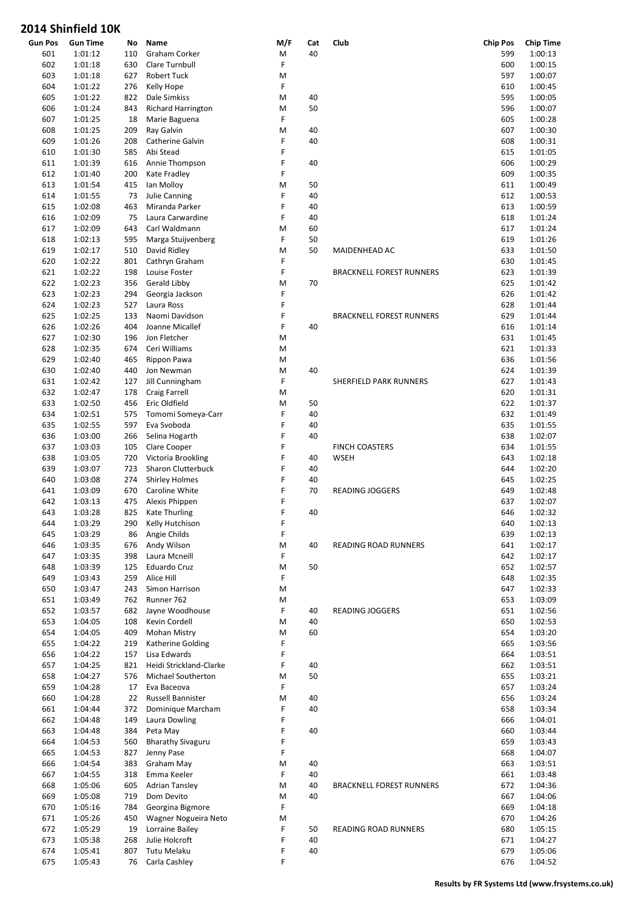# 2014 Shinfield 10K

| Gun Pos | Gun Time | No | Name | M/F | Cat | Club | Chip Pos | Chip Time |
|---|---|---|---|---|---|---|---|---|
| 601 | 1:01:12 | 110 | Graham Corker | M | 40 | | 599 | 1:00:13 |
| 602 | 1:01:18 | 630 | Clare Turnbull | F | | | 600 | 1:00:15 |
| 603 | 1:01:18 | 627 | Robert Tuck | M | | | 597 | 1:00:07 |
| 604 | 1:01:22 | 276 | Kelly Hope | F | | | 610 | 1:00:45 |
| 605 | 1:01:22 | 822 | Dale Simkiss | M | 40 | | 595 | 1:00:05 |
| 606 | 1:01:24 | 843 | Richard Harrington | M | 50 | | 596 | 1:00:07 |
| 607 | 1:01:25 | 18 | Marie Baguena | F | | | 605 | 1:00:28 |
| 608 | 1:01:25 | 209 | Ray Galvin | M | 40 | | 607 | 1:00:30 |
| 609 | 1:01:26 | 208 | Catherine Galvin | F | 40 | | 608 | 1:00:31 |
| 610 | 1:01:30 | 585 | Abi Stead | F | | | 615 | 1:01:05 |
| 611 | 1:01:39 | 616 | Annie Thompson | F | 40 | | 606 | 1:00:29 |
| 612 | 1:01:40 | 200 | Kate Fradley | F | | | 609 | 1:00:35 |
| 613 | 1:01:54 | 415 | Ian Molloy | M | 50 | | 611 | 1:00:49 |
| 614 | 1:01:55 | 73 | Julie Canning | F | 40 | | 612 | 1:00:53 |
| 615 | 1:02:08 | 463 | Miranda Parker | F | 40 | | 613 | 1:00:59 |
| 616 | 1:02:09 | 75 | Laura Carwardine | F | 40 | | 618 | 1:01:24 |
| 617 | 1:02:09 | 643 | Carl Waldmann | M | 60 | | 617 | 1:01:24 |
| 618 | 1:02:13 | 595 | Marga Stuijvenberg | F | 50 | | 619 | 1:01:26 |
| 619 | 1:02:17 | 510 | David Ridley | M | 50 | MAIDENHEAD AC | 633 | 1:01:50 |
| 620 | 1:02:22 | 801 | Cathryn Graham | F | | | 630 | 1:01:45 |
| 621 | 1:02:22 | 198 | Louise Foster | F | | BRACKNELL FOREST RUNNERS | 623 | 1:01:39 |
| 622 | 1:02:23 | 356 | Gerald Libby | M | 70 | | 625 | 1:01:42 |
| 623 | 1:02:23 | 294 | Georgia Jackson | F | | | 626 | 1:01:42 |
| 624 | 1:02:23 | 527 | Laura Ross | F | | | 628 | 1:01:44 |
| 625 | 1:02:25 | 133 | Naomi Davidson | F | | BRACKNELL FOREST RUNNERS | 629 | 1:01:44 |
| 626 | 1:02:26 | 404 | Joanne Micallef | F | 40 | | 616 | 1:01:14 |
| 627 | 1:02:30 | 196 | Jon Fletcher | M | | | 631 | 1:01:45 |
| 628 | 1:02:35 | 674 | Ceri Williams | M | | | 621 | 1:01:33 |
| 629 | 1:02:40 | 465 | Rippon Pawa | M | | | 636 | 1:01:56 |
| 630 | 1:02:40 | 440 | Jon Newman | M | 40 | | 624 | 1:01:39 |
| 631 | 1:02:42 | 127 | Jill Cunningham | F | | SHERFIELD PARK RUNNERS | 627 | 1:01:43 |
| 632 | 1:02:47 | 178 | Craig Farrell | M | | | 620 | 1:01:31 |
| 633 | 1:02:50 | 456 | Eric Oldfield | M | 50 | | 622 | 1:01:37 |
| 634 | 1:02:51 | 575 | Tomomi Someya-Carr | F | 40 | | 632 | 1:01:49 |
| 635 | 1:02:55 | 597 | Eva Svoboda | F | 40 | | 635 | 1:01:55 |
| 636 | 1:03:00 | 266 | Selina Hogarth | F | 40 | | 638 | 1:02:07 |
| 637 | 1:03:03 | 105 | Clare Cooper | F | | FINCH COASTERS | 634 | 1:01:55 |
| 638 | 1:03:05 | 720 | Victoria Brookling | F | 40 | WSEH | 643 | 1:02:18 |
| 639 | 1:03:07 | 723 | Sharon Clutterbuck | F | 40 | | 644 | 1:02:20 |
| 640 | 1:03:08 | 274 | Shirley Holmes | F | 40 | | 645 | 1:02:25 |
| 641 | 1:03:09 | 670 | Caroline White | F | 70 | READING JOGGERS | 649 | 1:02:48 |
| 642 | 1:03:13 | 475 | Alexis Phippen | F | | | 637 | 1:02:07 |
| 643 | 1:03:28 | 825 | Kate Thurling | F | 40 | | 646 | 1:02:32 |
| 644 | 1:03:29 | 290 | Kelly Hutchison | F | | | 640 | 1:02:13 |
| 645 | 1:03:29 | 86 | Angie Childs | F | | | 639 | 1:02:13 |
| 646 | 1:03:35 | 676 | Andy Wilson | M | 40 | READING ROAD RUNNERS | 641 | 1:02:17 |
| 647 | 1:03:35 | 398 | Laura Mcneill | F | | | 642 | 1:02:17 |
| 648 | 1:03:39 | 125 | Eduardo Cruz | M | 50 | | 652 | 1:02:57 |
| 649 | 1:03:43 | 259 | Alice Hill | F | | | 648 | 1:02:35 |
| 650 | 1:03:47 | 243 | Simon Harrison | M | | | 647 | 1:02:33 |
| 651 | 1:03:49 | 762 | Runner 762 | M | | | 653 | 1:03:09 |
| 652 | 1:03:57 | 682 | Jayne Woodhouse | F | 40 | READING JOGGERS | 651 | 1:02:56 |
| 653 | 1:04:05 | 108 | Kevin Cordell | M | 40 | | 650 | 1:02:53 |
| 654 | 1:04:05 | 409 | Mohan Mistry | M | 60 | | 654 | 1:03:20 |
| 655 | 1:04:22 | 219 | Katherine Golding | F | | | 665 | 1:03:56 |
| 656 | 1:04:22 | 157 | Lisa Edwards | F | | | 664 | 1:03:51 |
| 657 | 1:04:25 | 821 | Heidi Strickland-Clarke | F | 40 | | 662 | 1:03:51 |
| 658 | 1:04:27 | 576 | Michael Southerton | M | 50 | | 655 | 1:03:21 |
| 659 | 1:04:28 | 17 | Eva Baceova | F | | | 657 | 1:03:24 |
| 660 | 1:04:28 | 22 | Russell Bannister | M | 40 | | 656 | 1:03:24 |
| 661 | 1:04:44 | 372 | Dominique Marcham | F | 40 | | 658 | 1:03:34 |
| 662 | 1:04:48 | 149 | Laura Dowling | F | | | 666 | 1:04:01 |
| 663 | 1:04:48 | 384 | Peta May | F | 40 | | 660 | 1:03:44 |
| 664 | 1:04:53 | 560 | Bharathy Sivaguru | F | | | 659 | 1:03:43 |
| 665 | 1:04:53 | 827 | Jenny Pase | F | | | 668 | 1:04:07 |
| 666 | 1:04:54 | 383 | Graham May | M | 40 | | 663 | 1:03:51 |
| 667 | 1:04:55 | 318 | Emma Keeler | F | 40 | | 661 | 1:03:48 |
| 668 | 1:05:06 | 605 | Adrian Tansley | M | 40 | BRACKNELL FOREST RUNNERS | 672 | 1:04:36 |
| 669 | 1:05:08 | 719 | Dom Devito | M | 40 | | 667 | 1:04:06 |
| 670 | 1:05:16 | 784 | Georgina Bigmore | F | | | 669 | 1:04:18 |
| 671 | 1:05:26 | 450 | Wagner Nogueira Neto | M | | | 670 | 1:04:26 |
| 672 | 1:05:29 | 19 | Lorraine Bailey | F | 50 | READING ROAD RUNNERS | 680 | 1:05:15 |
| 673 | 1:05:38 | 268 | Julie Holcroft | F | 40 | | 671 | 1:04:27 |
| 674 | 1:05:41 | 807 | Tutu Melaku | F | 40 | | 679 | 1:05:06 |
| 675 | 1:05:43 | 76 | Carla Cashley | F | | | 676 | 1:04:52 |

**Results by FR Systems Ltd (www.frsystems.co.uk)**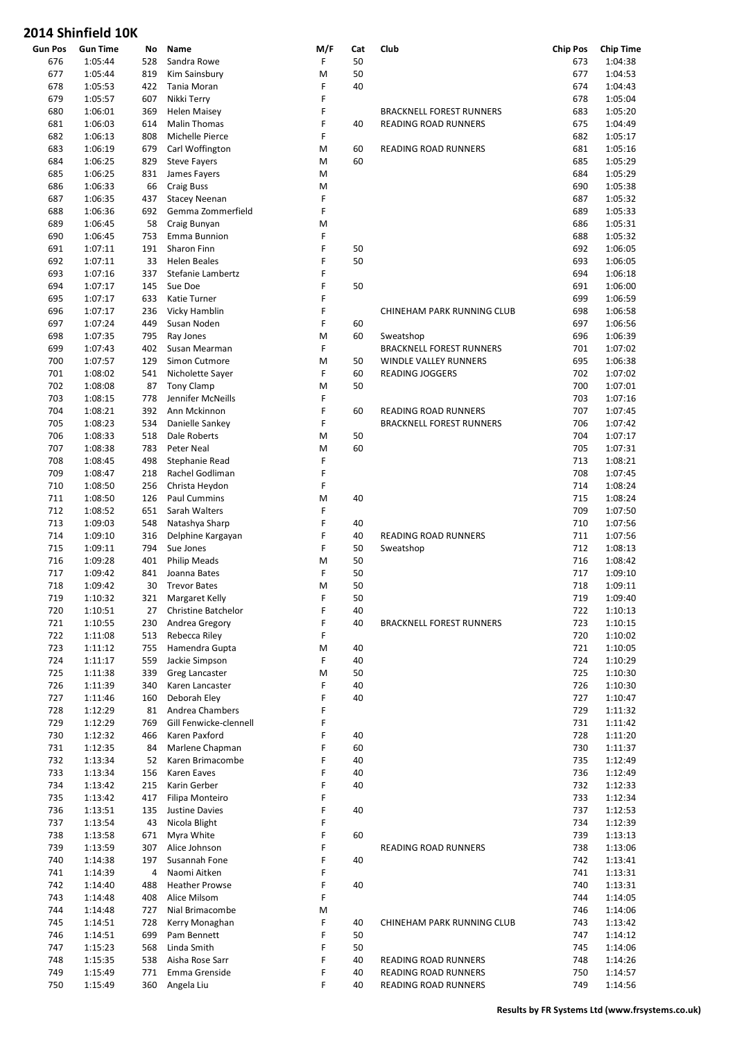# 2014 Shinfield 10K

| Gun Pos | Gun Time | No | Name | M/F | Cat | Club | Chip Pos | Chip Time |
|---|---|---|---|---|---|---|---|---|
| 676 | 1:05:44 | 528 | Sandra Rowe | F | 50 | | 673 | 1:04:38 |
| 677 | 1:05:44 | 819 | Kim Sainsbury | M | 50 | | 677 | 1:04:53 |
| 678 | 1:05:53 | 422 | Tania Moran | F | 40 | | 674 | 1:04:43 |
| 679 | 1:05:57 | 607 | Nikki Terry | F | | | 678 | 1:05:04 |
| 680 | 1:06:01 | 369 | Helen Maisey | F | | BRACKNELL FOREST RUNNERS | 683 | 1:05:20 |
| 681 | 1:06:03 | 614 | Malin Thomas | F | 40 | READING ROAD RUNNERS | 675 | 1:04:49 |
| 682 | 1:06:13 | 808 | Michelle Pierce | F | | | 682 | 1:05:17 |
| 683 | 1:06:19 | 679 | Carl Woffington | M | 60 | READING ROAD RUNNERS | 681 | 1:05:16 |
| 684 | 1:06:25 | 829 | Steve Fayers | M | 60 | | 685 | 1:05:29 |
| 685 | 1:06:25 | 831 | James Fayers | M | | | 684 | 1:05:29 |
| 686 | 1:06:33 | 66 | Craig Buss | M | | | 690 | 1:05:38 |
| 687 | 1:06:35 | 437 | Stacey Neenan | F | | | 687 | 1:05:32 |
| 688 | 1:06:36 | 692 | Gemma Zommerfield | F | | | 689 | 1:05:33 |
| 689 | 1:06:45 | 58 | Craig Bunyan | M | | | 686 | 1:05:31 |
| 690 | 1:06:45 | 753 | Emma Bunnion | F | | | 688 | 1:05:32 |
| 691 | 1:07:11 | 191 | Sharon Finn | F | 50 | | 692 | 1:06:05 |
| 692 | 1:07:11 | 33 | Helen Beales | F | 50 | | 693 | 1:06:05 |
| 693 | 1:07:16 | 337 | Stefanie Lambertz | F | | | 694 | 1:06:18 |
| 694 | 1:07:17 | 145 | Sue Doe | F | 50 | | 691 | 1:06:00 |
| 695 | 1:07:17 | 633 | Katie Turner | F | | | 699 | 1:06:59 |
| 696 | 1:07:17 | 236 | Vicky Hamblin | F | | CHINEHAM PARK RUNNING CLUB | 698 | 1:06:58 |
| 697 | 1:07:24 | 449 | Susan Noden | F | 60 | | 697 | 1:06:56 |
| 698 | 1:07:35 | 795 | Ray Jones | M | 60 | Sweatshop | 696 | 1:06:39 |
| 699 | 1:07:43 | 402 | Susan Mearman | F | | BRACKNELL FOREST RUNNERS | 701 | 1:07:02 |
| 700 | 1:07:57 | 129 | Simon Cutmore | M | 50 | WINDLE VALLEY RUNNERS | 695 | 1:06:38 |
| 701 | 1:08:02 | 541 | Nicholette Sayer | F | 60 | READING JOGGERS | 702 | 1:07:02 |
| 702 | 1:08:08 | 87 | Tony Clamp | M | 50 | | 700 | 1:07:01 |
| 703 | 1:08:15 | 778 | Jennifer McNeills | F | | | 703 | 1:07:16 |
| 704 | 1:08:21 | 392 | Ann Mckinnon | F | 60 | READING ROAD RUNNERS | 707 | 1:07:45 |
| 705 | 1:08:23 | 534 | Danielle Sankey | F | | BRACKNELL FOREST RUNNERS | 706 | 1:07:42 |
| 706 | 1:08:33 | 518 | Dale Roberts | M | 50 | | 704 | 1:07:17 |
| 707 | 1:08:38 | 783 | Peter Neal | M | 60 | | 705 | 1:07:31 |
| 708 | 1:08:45 | 498 | Stephanie Read | F | | | 713 | 1:08:21 |
| 709 | 1:08:47 | 218 | Rachel Godliman | F | | | 708 | 1:07:45 |
| 710 | 1:08:50 | 256 | Christa Heydon | F | | | 714 | 1:08:24 |
| 711 | 1:08:50 | 126 | Paul Cummins | M | 40 | | 715 | 1:08:24 |
| 712 | 1:08:52 | 651 | Sarah Walters | F | | | 709 | 1:07:50 |
| 713 | 1:09:03 | 548 | Natashya Sharp | F | 40 | | 710 | 1:07:56 |
| 714 | 1:09:10 | 316 | Delphine Kargayan | F | 40 | READING ROAD RUNNERS | 711 | 1:07:56 |
| 715 | 1:09:11 | 794 | Sue Jones | F | 50 | Sweatshop | 712 | 1:08:13 |
| 716 | 1:09:28 | 401 | Philip Meads | M | 50 | | 716 | 1:08:42 |
| 717 | 1:09:42 | 841 | Joanna Bates | F | 50 | | 717 | 1:09:10 |
| 718 | 1:09:42 | 30 | Trevor Bates | M | 50 | | 718 | 1:09:11 |
| 719 | 1:10:32 | 321 | Margaret Kelly | F | 50 | | 719 | 1:09:40 |
| 720 | 1:10:51 | 27 | Christine Batchelor | F | 40 | | 722 | 1:10:13 |
| 721 | 1:10:55 | 230 | Andrea Gregory | F | 40 | BRACKNELL FOREST RUNNERS | 723 | 1:10:15 |
| 722 | 1:11:08 | 513 | Rebecca Riley | F | | | 720 | 1:10:02 |
| 723 | 1:11:12 | 755 | Hamendra Gupta | M | 40 | | 721 | 1:10:05 |
| 724 | 1:11:17 | 559 | Jackie Simpson | F | 40 | | 724 | 1:10:29 |
| 725 | 1:11:38 | 339 | Greg Lancaster | M | 50 | | 725 | 1:10:30 |
| 726 | 1:11:39 | 340 | Karen Lancaster | F | 40 | | 726 | 1:10:30 |
| 727 | 1:11:46 | 160 | Deborah Eley | F | 40 | | 727 | 1:10:47 |
| 728 | 1:12:29 | 81 | Andrea Chambers | F | | | 729 | 1:11:32 |
| 729 | 1:12:29 | 769 | Gill Fenwicke-clennell | F | | | 731 | 1:11:42 |
| 730 | 1:12:32 | 466 | Karen Paxford | F | 40 | | 728 | 1:11:20 |
| 731 | 1:12:35 | 84 | Marlene Chapman | F | 60 | | 730 | 1:11:37 |
| 732 | 1:13:34 | 52 | Karen Brimacombe | F | 40 | | 735 | 1:12:49 |
| 733 | 1:13:34 | 156 | Karen Eaves | F | 40 | | 736 | 1:12:49 |
| 734 | 1:13:42 | 215 | Karin Gerber | F | 40 | | 732 | 1:12:33 |
| 735 | 1:13:42 | 417 | Filipa Monteiro | F | | | 733 | 1:12:34 |
| 736 | 1:13:51 | 135 | Justine Davies | F | 40 | | 737 | 1:12:53 |
| 737 | 1:13:54 | 43 | Nicola Blight | F | | | 734 | 1:12:39 |
| 738 | 1:13:58 | 671 | Myra White | F | 60 | | 739 | 1:13:13 |
| 739 | 1:13:59 | 307 | Alice Johnson | F | | READING ROAD RUNNERS | 738 | 1:13:06 |
| 740 | 1:14:38 | 197 | Susannah Fone | F | 40 | | 742 | 1:13:41 |
| 741 | 1:14:39 | 4 | Naomi Aitken | F | | | 741 | 1:13:31 |
| 742 | 1:14:40 | 488 | Heather Prowse | F | 40 | | 740 | 1:13:31 |
| 743 | 1:14:48 | 408 | Alice Milsom | F | | | 744 | 1:14:05 |
| 744 | 1:14:48 | 727 | Nial Brimacombe | M | | | 746 | 1:14:06 |
| 745 | 1:14:51 | 728 | Kerry Monaghan | F | 40 | CHINEHAM PARK RUNNING CLUB | 743 | 1:13:42 |
| 746 | 1:14:51 | 699 | Pam Bennett | F | 50 | | 747 | 1:14:12 |
| 747 | 1:15:23 | 568 | Linda Smith | F | 50 | | 745 | 1:14:06 |
| 748 | 1:15:35 | 538 | Aisha Rose Sarr | F | 40 | READING ROAD RUNNERS | 748 | 1:14:26 |
| 749 | 1:15:49 | 771 | Emma Grenside | F | 40 | READING ROAD RUNNERS | 750 | 1:14:57 |
| 750 | 1:15:49 | 360 | Angela Liu | F | 40 | READING ROAD RUNNERS | 749 | 1:14:56 |

**Results by FR Systems Ltd (www.frsystems.co.uk)**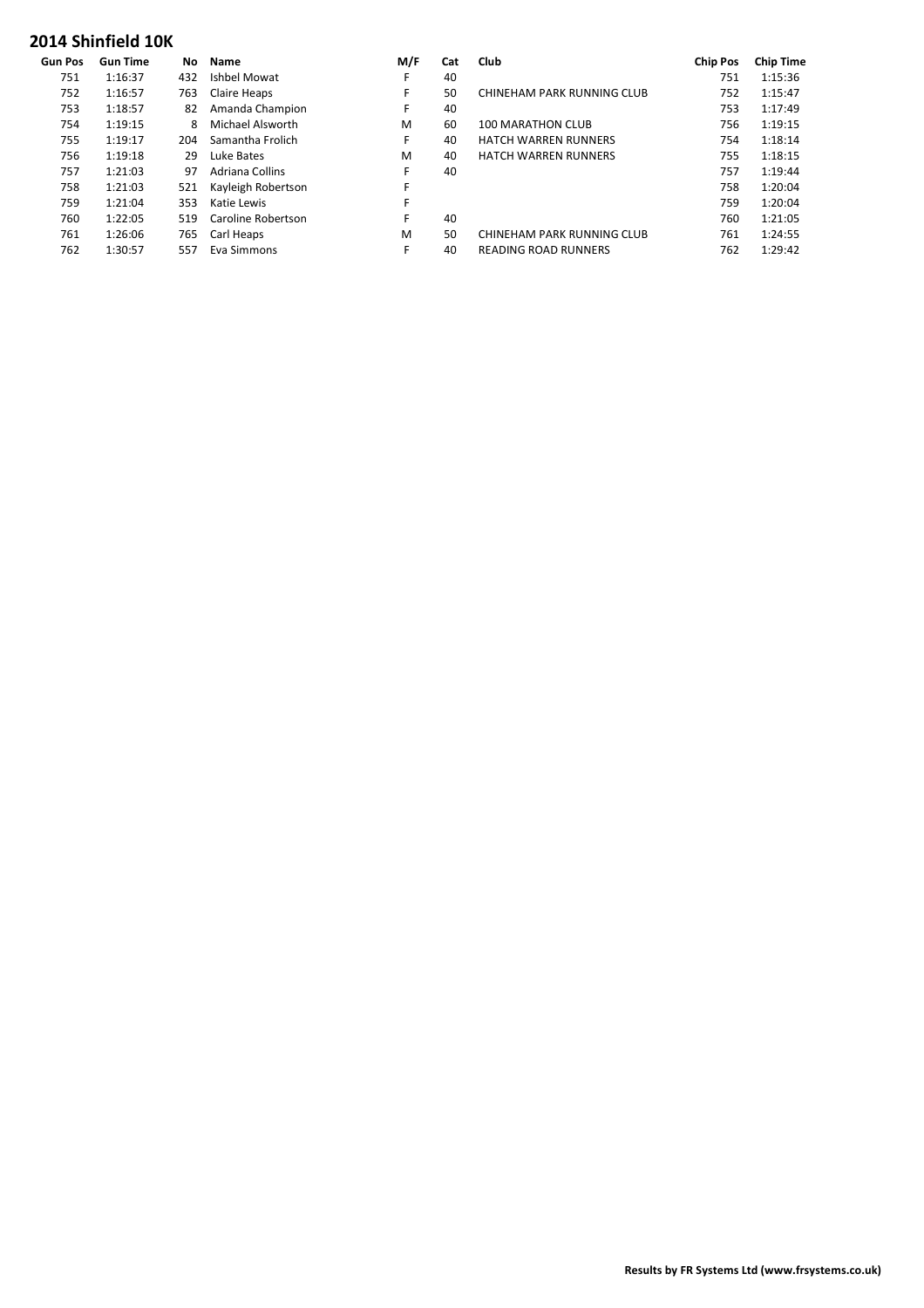# 2014 Shinfield 10K

| Gun Pos | Gun Time | No | Name | M/F | Cat | Club | Chip Pos | Chip Time |
|---|---|---|---|---|---|---|---|---|
| 751 | 1:16:37 | 432 | Ishbel Mowat | F | 40 | | 751 | 1:15:36 |
| 752 | 1:16:57 | 763 | Claire Heaps | F | 50 | CHINEHAM PARK RUNNING CLUB | 752 | 1:15:47 |
| 753 | 1:18:57 | 82 | Amanda Champion | F | 40 | | 753 | 1:17:49 |
| 754 | 1:19:15 | 8 | Michael Alsworth | M | 60 | 100 MARATHON CLUB | 756 | 1:19:15 |
| 755 | 1:19:17 | 204 | Samantha Frolich | F | 40 | HATCH WARREN RUNNERS | 754 | 1:18:14 |
| 756 | 1:19:18 | 29 | Luke Bates | M | 40 | HATCH WARREN RUNNERS | 755 | 1:18:15 |
| 757 | 1:21:03 | 97 | Adriana Collins | F | 40 | | 757 | 1:19:44 |
| 758 | 1:21:03 | 521 | Kayleigh Robertson | F | | | 758 | 1:20:04 |
| 759 | 1:21:04 | 353 | Katie Lewis | F | | | 759 | 1:20:04 |
| 760 | 1:22:05 | 519 | Caroline Robertson | F | 40 | | 760 | 1:21:05 |
| 761 | 1:26:06 | 765 | Carl Heaps | M | 50 | CHINEHAM PARK RUNNING CLUB | 761 | 1:24:55 |
| 762 | 1:30:57 | 557 | Eva Simmons | F | 40 | READING ROAD RUNNERS | 762 | 1:29:42 |

**Results by FR Systems Ltd (www.frsystems.co.uk)**